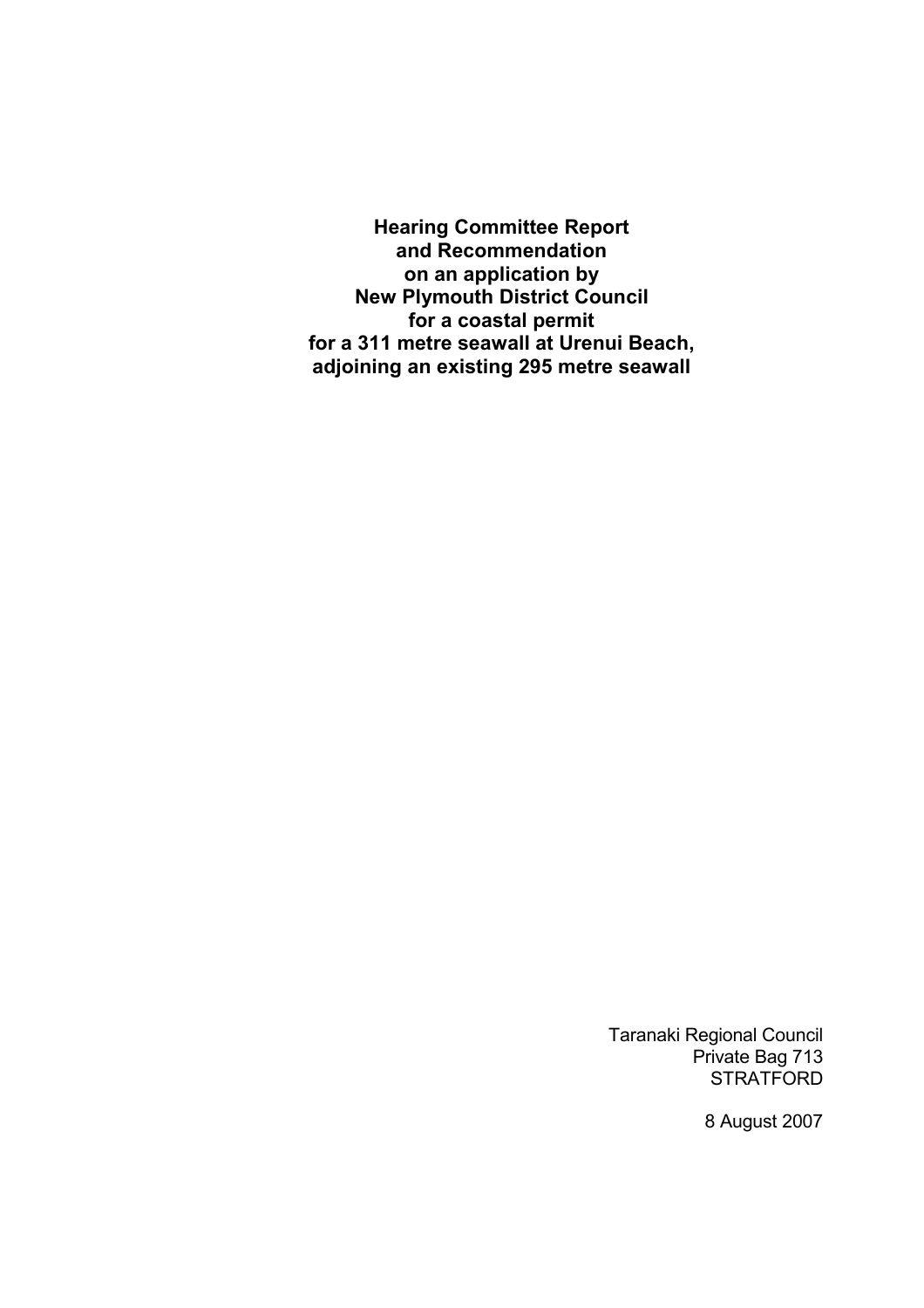**Hearing Committee Report
and Recommendation
on an application by
New Plymouth District Council
for a coastal permit
for a 311 metre seawall at Urenui Beach,
adjoining an existing 295 metre seawall**

Taranaki Regional Council
Private Bag 713
STRATFORD

8 August 2007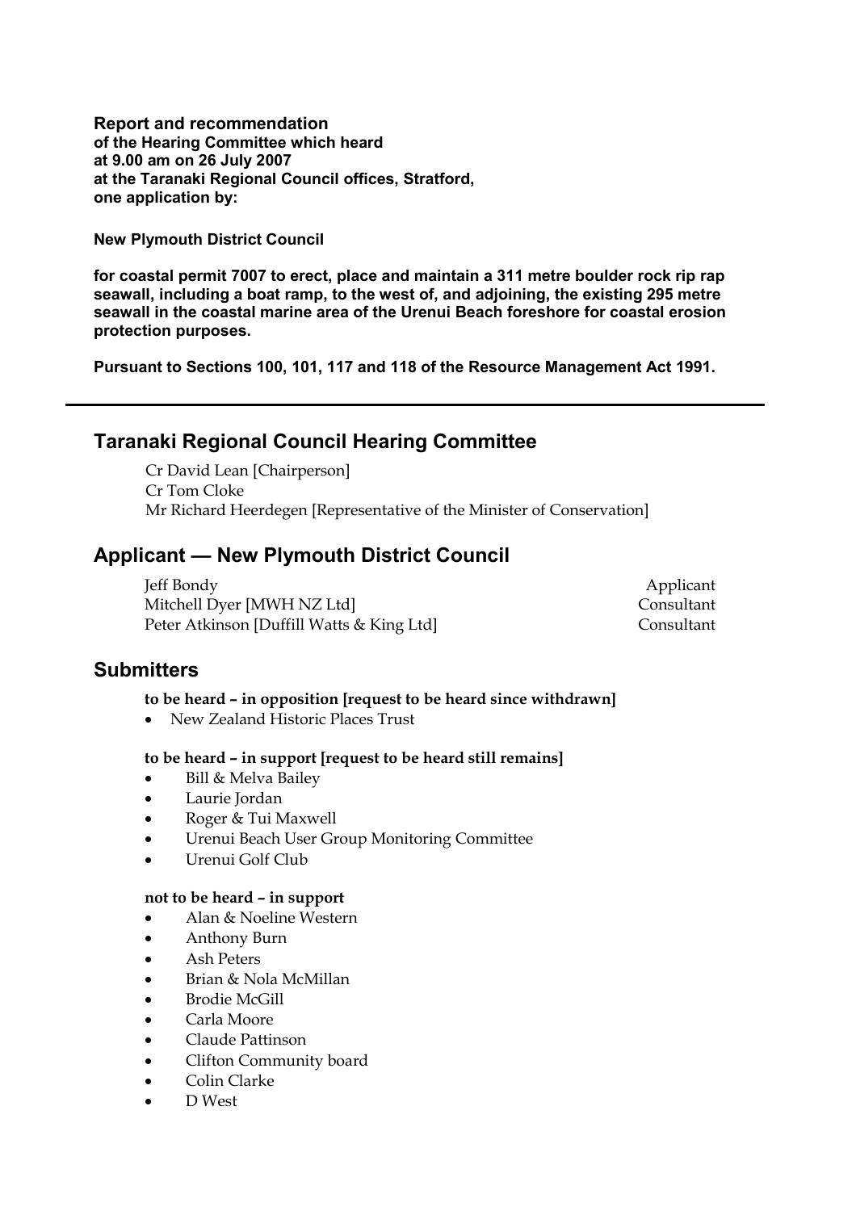**Report and recommendation**
**of the Hearing Committee which heard**
**at 9.00 am on 26 July 2007**
**at the Taranaki Regional Council offices, Stratford,**
**one application by:**

**New Plymouth District Council**

**for coastal permit 7007 to erect, place and maintain a 311 metre boulder rock rip rap seawall, including a boat ramp, to the west of, and adjoining, the existing 295 metre seawall in the coastal marine area of the Urenui Beach foreshore for coastal erosion protection purposes.**

**Pursuant to Sections 100, 101, 117 and 118 of the Resource Management Act 1991.**

---

## Taranaki Regional Council Hearing Committee

Cr David Lean [Chairperson]
Cr Tom Cloke
Mr Richard Heerdegen [Representative of the Minister of Conservation]

## Applicant — New Plymouth District Council

| | |
|---|---|
| Jeff Bondy | Applicant |
| Mitchell Dyer [MWH NZ Ltd] | Consultant |
| Peter Atkinson [Duffill Watts & King Ltd] | Consultant |

## Submitters

**to be heard – in opposition [request to be heard since withdrawn]**

- New Zealand Historic Places Trust

**to be heard – in support [request to be heard still remains]**

- Bill & Melva Bailey
- Laurie Jordan
- Roger & Tui Maxwell
- Urenui Beach User Group Monitoring Committee
- Urenui Golf Club

**not to be heard – in support**

- Alan & Noeline Western
- Anthony Burn
- Ash Peters
- Brian & Nola McMillan
- Brodie McGill
- Carla Moore
- Claude Pattinson
- Clifton Community board
- Colin Clarke
- D West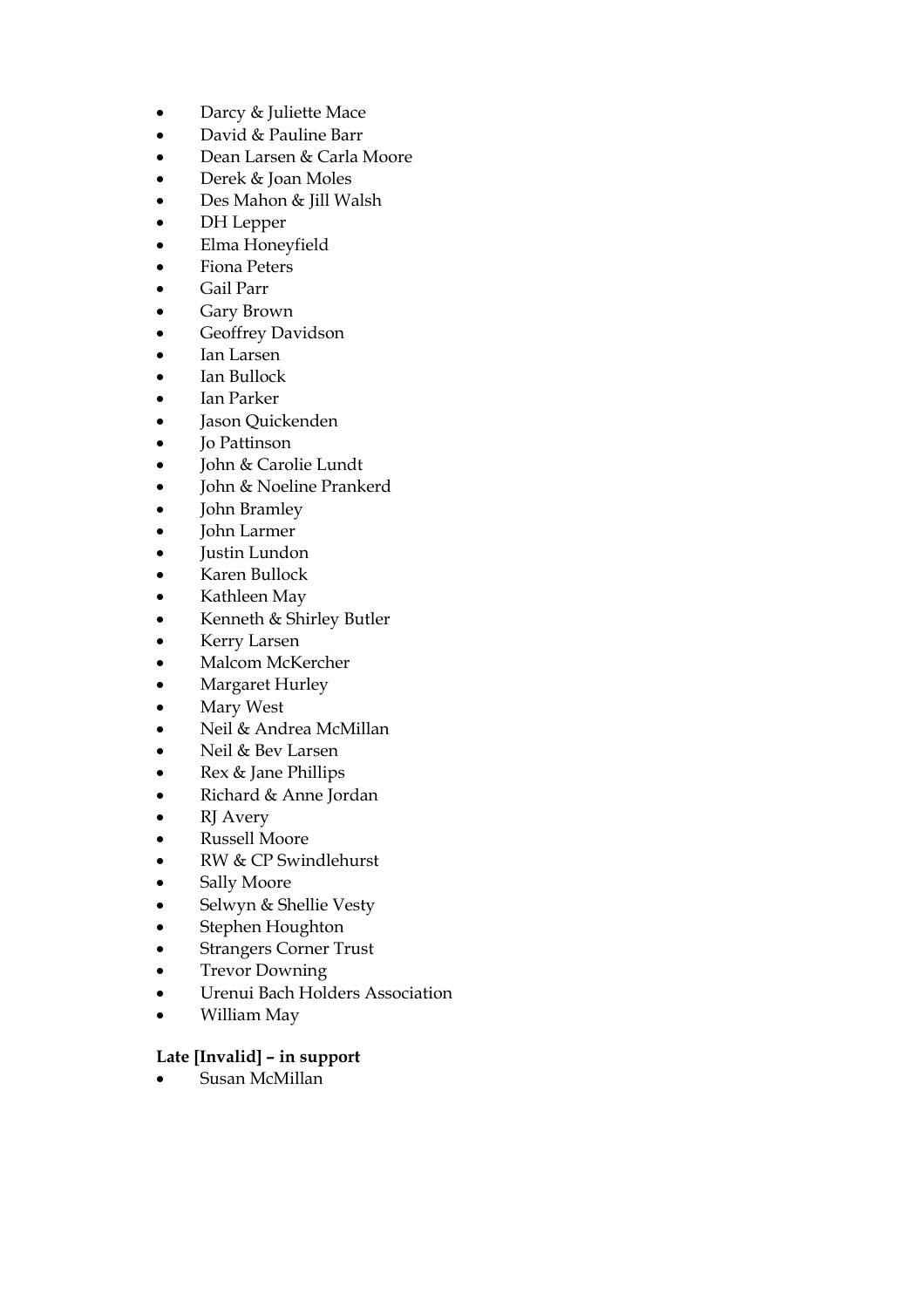- Darcy & Juliette Mace
- David & Pauline Barr
- Dean Larsen & Carla Moore
- Derek & Joan Moles
- Des Mahon & Jill Walsh
- DH Lepper
- Elma Honeyfield
- Fiona Peters
- Gail Parr
- Gary Brown
- Geoffrey Davidson
- Ian Larsen
- Ian Bullock
- Ian Parker
- Jason Quickenden
- Jo Pattinson
- John & Carolie Lundt
- John & Noeline Prankerd
- John Bramley
- John Larmer
- Justin Lundon
- Karen Bullock
- Kathleen May
- Kenneth & Shirley Butler
- Kerry Larsen
- Malcom McKercher
- Margaret Hurley
- Mary West
- Neil & Andrea McMillan
- Neil & Bev Larsen
- Rex & Jane Phillips
- Richard & Anne Jordan
- RJ Avery
- Russell Moore
- RW & CP Swindlehurst
- Sally Moore
- Selwyn & Shellie Vesty
- Stephen Houghton
- Strangers Corner Trust
- Trevor Downing
- Urenui Bach Holders Association
- William May

**Late [Invalid] – in support**

- Susan McMillan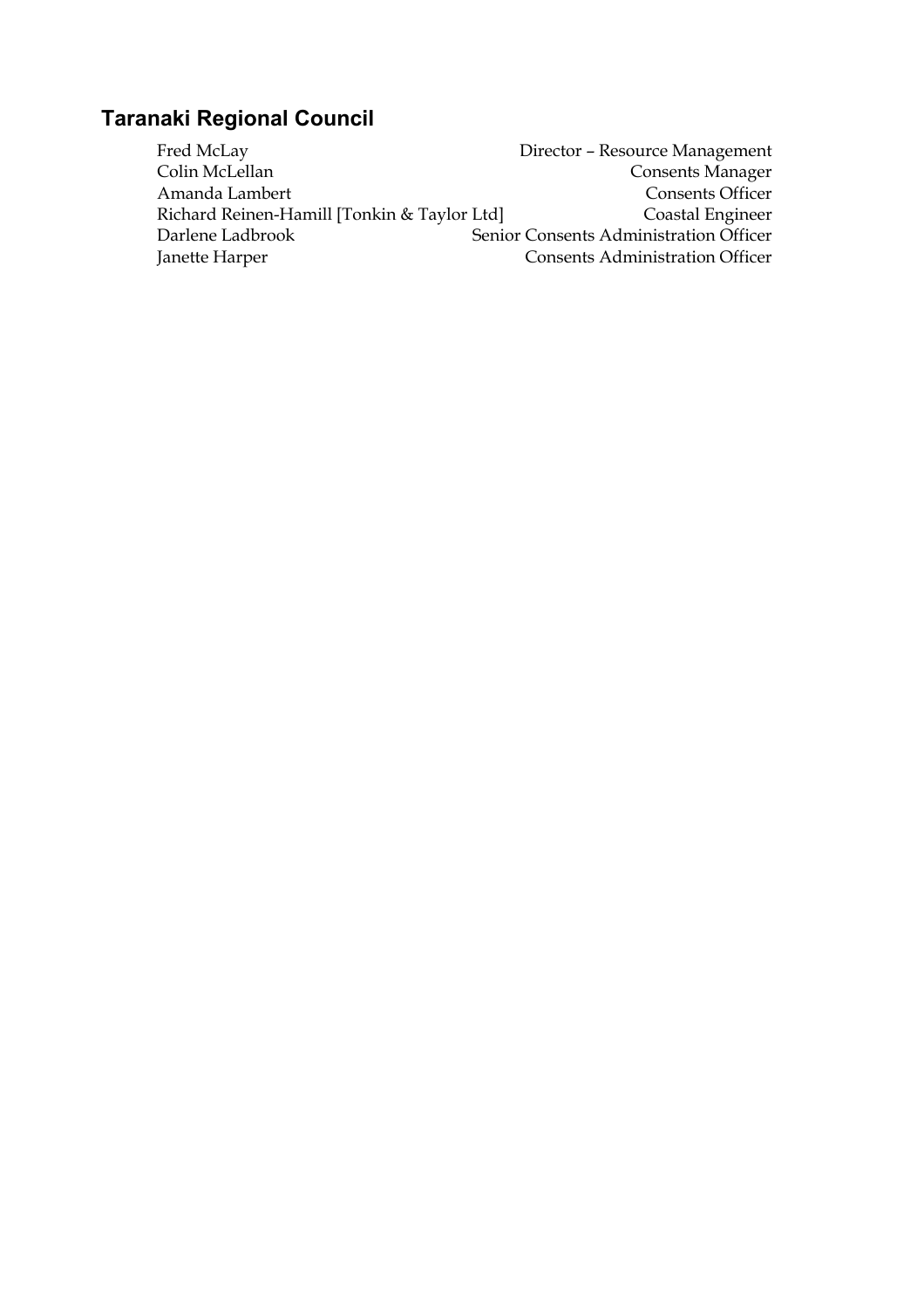## Taranaki Regional Council

| | |
|---|---|
| Fred McLay | Director – Resource Management |
| Colin McLellan | Consents Manager |
| Amanda Lambert | Consents Officer |
| Richard Reinen-Hamill [Tonkin & Taylor Ltd] | Coastal Engineer |
| Darlene Ladbrook | Senior Consents Administration Officer |
| Janette Harper | Consents Administration Officer |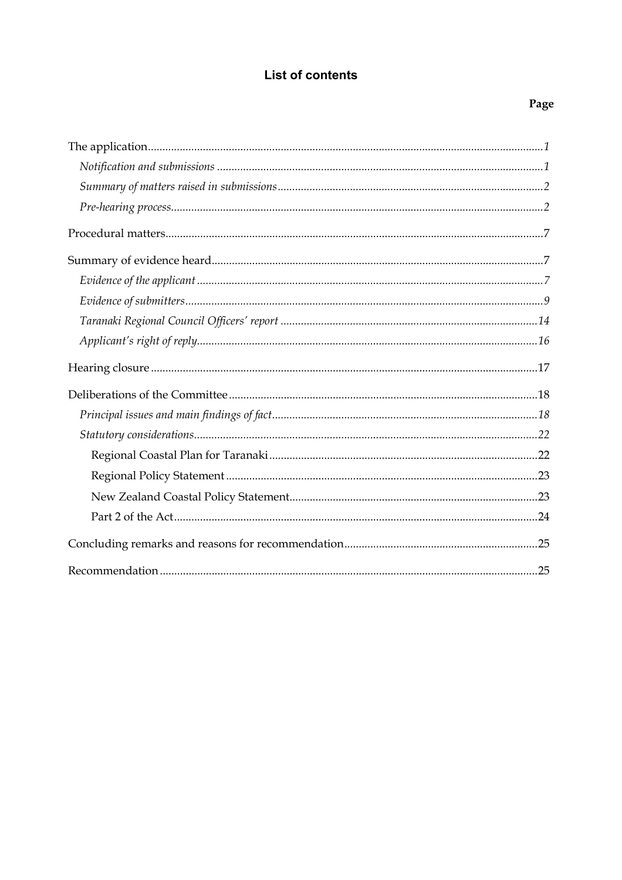# List of contents

| | Page |
|---|---|
| The application | *1* |
| *Notification and submissions* | *1* |
| *Summary of matters raised in submissions* | *2* |
| *Pre-hearing process* | *2* |
| Procedural matters | 7 |
| Summary of evidence heard | 7 |
| *Evidence of the applicant* | *7* |
| *Evidence of submitters* | *9* |
| *Taranaki Regional Council Officers' report* | *14* |
| *Applicant's right of reply* | *16* |
| Hearing closure | 17 |
| Deliberations of the Committee | 18 |
| *Principal issues and main findings of fact* | *18* |
| *Statutory considerations* | *22* |
| Regional Coastal Plan for Taranaki | 22 |
| Regional Policy Statement | 23 |
| New Zealand Coastal Policy Statement | 23 |
| Part 2 of the Act | 24 |
| Concluding remarks and reasons for recommendation | 25 |
| Recommendation | 25 |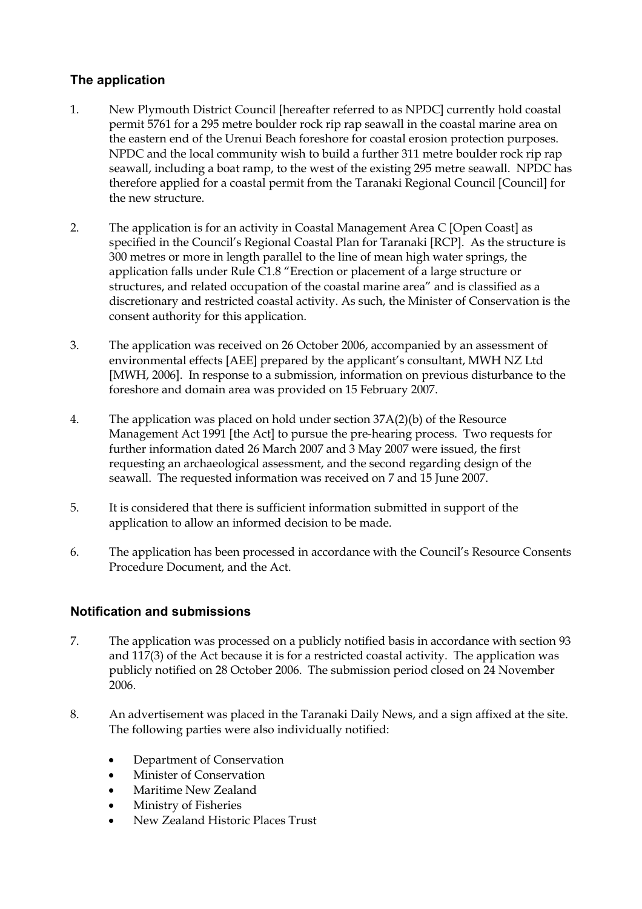## The application

1. New Plymouth District Council [hereafter referred to as NPDC] currently hold coastal permit 5761 for a 295 metre boulder rock rip rap seawall in the coastal marine area on the eastern end of the Urenui Beach foreshore for coastal erosion protection purposes. NPDC and the local community wish to build a further 311 metre boulder rock rip rap seawall, including a boat ramp, to the west of the existing 295 metre seawall. NPDC has therefore applied for a coastal permit from the Taranaki Regional Council [Council] for the new structure.

2. The application is for an activity in Coastal Management Area C [Open Coast] as specified in the Council's Regional Coastal Plan for Taranaki [RCP]. As the structure is 300 metres or more in length parallel to the line of mean high water springs, the application falls under Rule C1.8 "Erection or placement of a large structure or structures, and related occupation of the coastal marine area" and is classified as a discretionary and restricted coastal activity. As such, the Minister of Conservation is the consent authority for this application.

3. The application was received on 26 October 2006, accompanied by an assessment of environmental effects [AEE] prepared by the applicant's consultant, MWH NZ Ltd [MWH, 2006]. In response to a submission, information on previous disturbance to the foreshore and domain area was provided on 15 February 2007.

4. The application was placed on hold under section 37A(2)(b) of the Resource Management Act 1991 [the Act] to pursue the pre-hearing process. Two requests for further information dated 26 March 2007 and 3 May 2007 were issued, the first requesting an archaeological assessment, and the second regarding design of the seawall. The requested information was received on 7 and 15 June 2007.

5. It is considered that there is sufficient information submitted in support of the application to allow an informed decision to be made.

6. The application has been processed in accordance with the Council's Resource Consents Procedure Document, and the Act.

## Notification and submissions

7. The application was processed on a publicly notified basis in accordance with section 93 and 117(3) of the Act because it is for a restricted coastal activity. The application was publicly notified on 28 October 2006. The submission period closed on 24 November 2006.

8. An advertisement was placed in the Taranaki Daily News, and a sign affixed at the site. The following parties were also individually notified:

    - Department of Conservation
    - Minister of Conservation
    - Maritime New Zealand
    - Ministry of Fisheries
    - New Zealand Historic Places Trust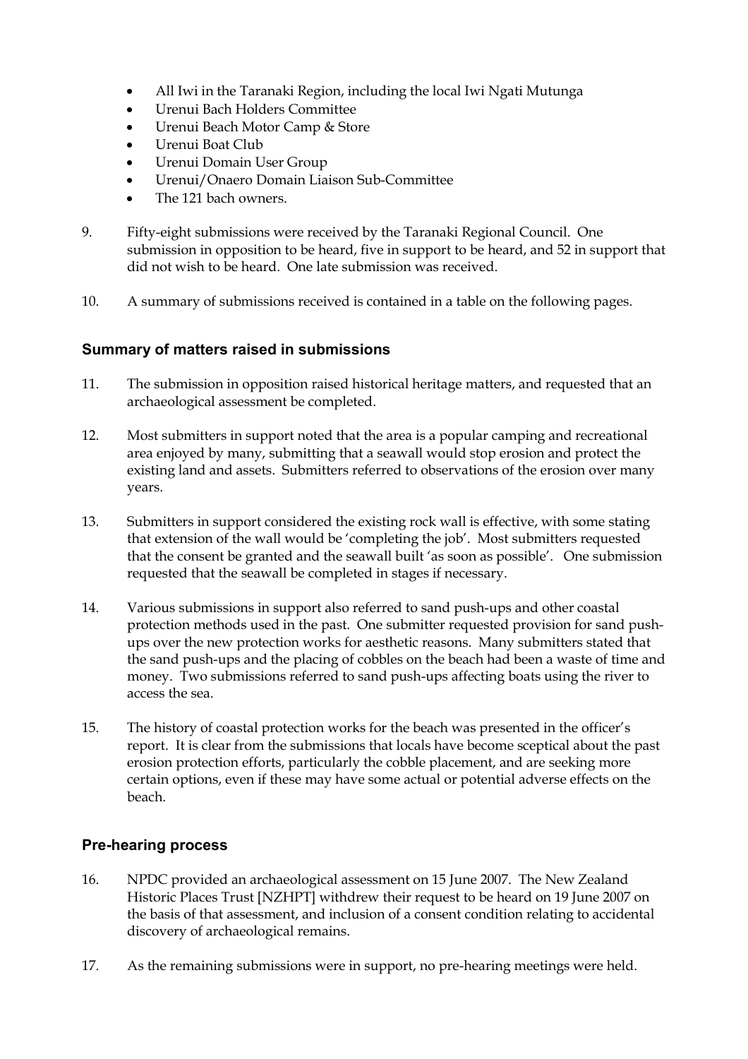- All Iwi in the Taranaki Region, including the local Iwi Ngati Mutunga
- Urenui Bach Holders Committee
- Urenui Beach Motor Camp & Store
- Urenui Boat Club
- Urenui Domain User Group
- Urenui/Onaero Domain Liaison Sub-Committee
- The 121 bach owners.

9. Fifty-eight submissions were received by the Taranaki Regional Council. One submission in opposition to be heard, five in support to be heard, and 52 in support that did not wish to be heard. One late submission was received.

10. A summary of submissions received is contained in a table on the following pages.

## Summary of matters raised in submissions

11. The submission in opposition raised historical heritage matters, and requested that an archaeological assessment be completed.

12. Most submitters in support noted that the area is a popular camping and recreational area enjoyed by many, submitting that a seawall would stop erosion and protect the existing land and assets. Submitters referred to observations of the erosion over many years.

13. Submitters in support considered the existing rock wall is effective, with some stating that extension of the wall would be 'completing the job'. Most submitters requested that the consent be granted and the seawall built 'as soon as possible'. One submission requested that the seawall be completed in stages if necessary.

14. Various submissions in support also referred to sand push-ups and other coastal protection methods used in the past. One submitter requested provision for sand push-ups over the new protection works for aesthetic reasons. Many submitters stated that the sand push-ups and the placing of cobbles on the beach had been a waste of time and money. Two submissions referred to sand push-ups affecting boats using the river to access the sea.

15. The history of coastal protection works for the beach was presented in the officer's report. It is clear from the submissions that locals have become sceptical about the past erosion protection efforts, particularly the cobble placement, and are seeking more certain options, even if these may have some actual or potential adverse effects on the beach.

## Pre-hearing process

16. NPDC provided an archaeological assessment on 15 June 2007. The New Zealand Historic Places Trust [NZHPT] withdrew their request to be heard on 19 June 2007 on the basis of that assessment, and inclusion of a consent condition relating to accidental discovery of archaeological remains.

17. As the remaining submissions were in support, no pre-hearing meetings were held.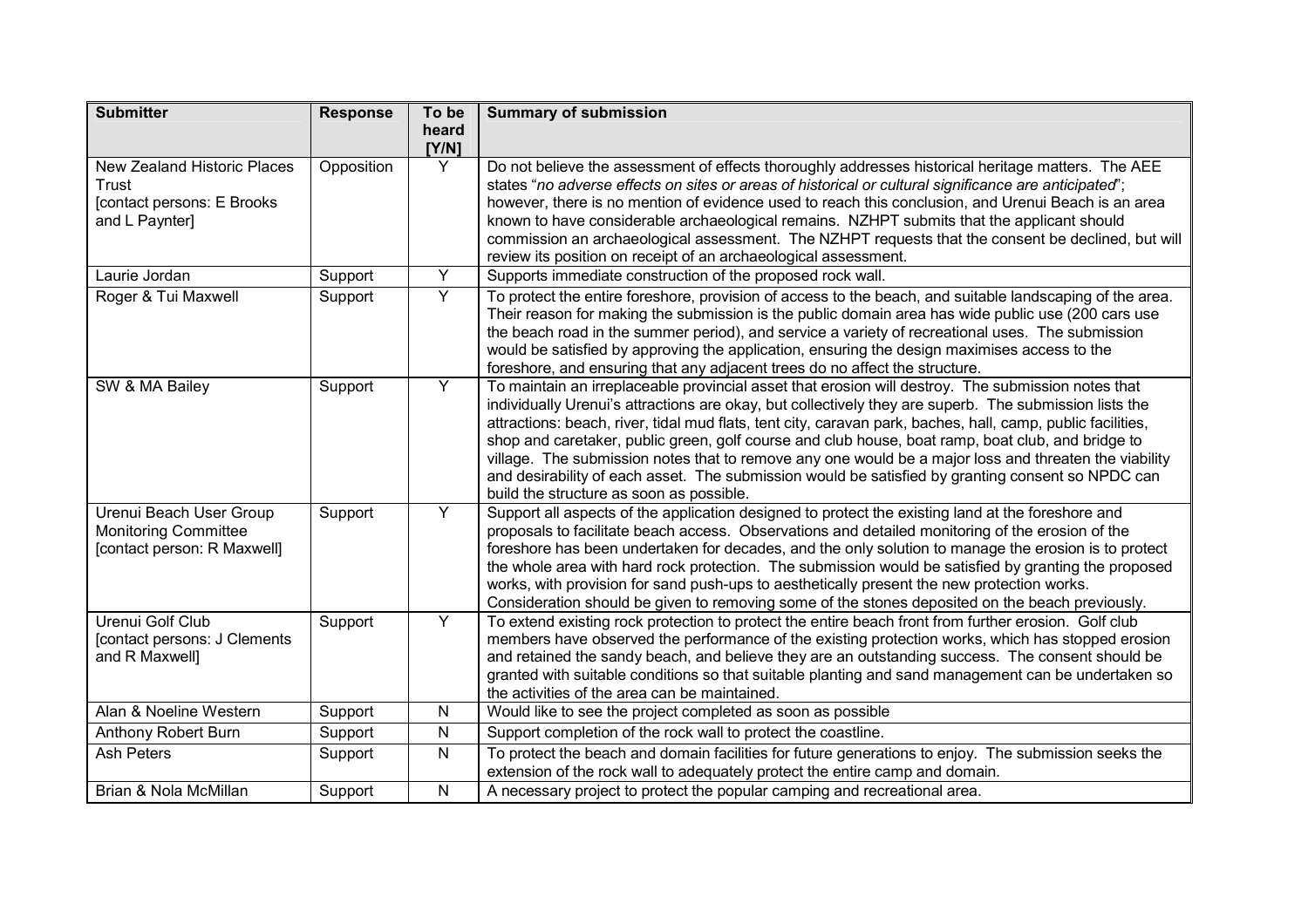| Submitter | Response | To be heard [Y/N] | Summary of submission |
|---|---|---|---|
| New Zealand Historic Places Trust [contact persons: E Brooks and L Paynter] | Opposition | Y | Do not believe the assessment of effects thoroughly addresses historical heritage matters. The AEE states "*no adverse effects on sites or areas of historical or cultural significance are anticipated*"; however, there is no mention of evidence used to reach this conclusion, and Urenui Beach is an area known to have considerable archaeological remains. NZHPT submits that the applicant should commission an archaeological assessment. The NZHPT requests that the consent be declined, but will review its position on receipt of an archaeological assessment. |
| Laurie Jordan | Support | Y | Supports immediate construction of the proposed rock wall. |
| Roger & Tui Maxwell | Support | Y | To protect the entire foreshore, provision of access to the beach, and suitable landscaping of the area. Their reason for making the submission is the public domain area has wide public use (200 cars use the beach road in the summer period), and service a variety of recreational uses. The submission would be satisfied by approving the application, ensuring the design maximises access to the foreshore, and ensuring that any adjacent trees do no affect the structure. |
| SW & MA Bailey | Support | Y | To maintain an irreplaceable provincial asset that erosion will destroy. The submission notes that individually Urenui's attractions are okay, but collectively they are superb. The submission lists the attractions: beach, river, tidal mud flats, tent city, caravan park, baches, hall, camp, public facilities, shop and caretaker, public green, golf course and club house, boat ramp, boat club, and bridge to village. The submission notes that to remove any one would be a major loss and threaten the viability and desirability of each asset. The submission would be satisfied by granting consent so NPDC can build the structure as soon as possible. |
| Urenui Beach User Group Monitoring Committee [contact person: R Maxwell] | Support | Y | Support all aspects of the application designed to protect the existing land at the foreshore and proposals to facilitate beach access. Observations and detailed monitoring of the erosion of the foreshore has been undertaken for decades, and the only solution to manage the erosion is to protect the whole area with hard rock protection. The submission would be satisfied by granting the proposed works, with provision for sand push-ups to aesthetically present the new protection works. Consideration should be given to removing some of the stones deposited on the beach previously. |
| Urenui Golf Club [contact persons: J Clements and R Maxwell] | Support | Y | To extend existing rock protection to protect the entire beach front from further erosion. Golf club members have observed the performance of the existing protection works, which has stopped erosion and retained the sandy beach, and believe they are an outstanding success. The consent should be granted with suitable conditions so that suitable planting and sand management can be undertaken so the activities of the area can be maintained. |
| Alan & Noeline Western | Support | N | Would like to see the project completed as soon as possible |
| Anthony Robert Burn | Support | N | Support completion of the rock wall to protect the coastline. |
| Ash Peters | Support | N | To protect the beach and domain facilities for future generations to enjoy. The submission seeks the extension of the rock wall to adequately protect the entire camp and domain. |
| Brian & Nola McMillan | Support | N | A necessary project to protect the popular camping and recreational area. |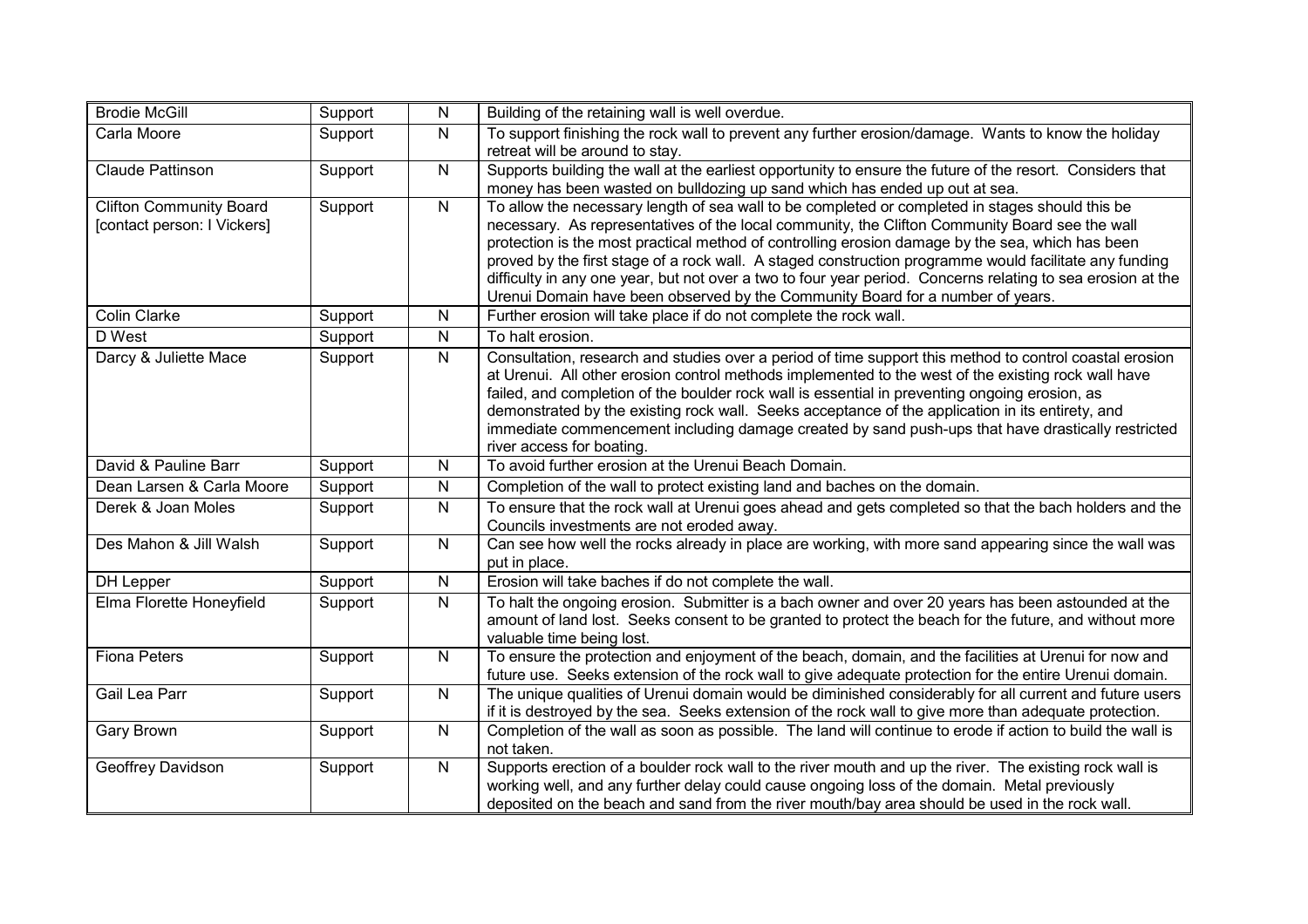| | | | |
|---|---|---|---|
| Brodie McGill | Support | N | Building of the retaining wall is well overdue. |
| Carla Moore | Support | N | To support finishing the rock wall to prevent any further erosion/damage. Wants to know the holiday retreat will be around to stay. |
| Claude Pattinson | Support | N | Supports building the wall at the earliest opportunity to ensure the future of the resort. Considers that money has been wasted on bulldozing up sand which has ended up out at sea. |
| Clifton Community Board [contact person: I Vickers] | Support | N | To allow the necessary length of sea wall to be completed or completed in stages should this be necessary. As representatives of the local community, the Clifton Community Board see the wall protection is the most practical method of controlling erosion damage by the sea, which has been proved by the first stage of a rock wall. A staged construction programme would facilitate any funding difficulty in any one year, but not over a two to four year period. Concerns relating to sea erosion at the Urenui Domain have been observed by the Community Board for a number of years. |
| Colin Clarke | Support | N | Further erosion will take place if do not complete the rock wall. |
| D West | Support | N | To halt erosion. |
| Darcy & Juliette Mace | Support | N | Consultation, research and studies over a period of time support this method to control coastal erosion at Urenui. All other erosion control methods implemented to the west of the existing rock wall have failed, and completion of the boulder rock wall is essential in preventing ongoing erosion, as demonstrated by the existing rock wall. Seeks acceptance of the application in its entirety, and immediate commencement including damage created by sand push-ups that have drastically restricted river access for boating. |
| David & Pauline Barr | Support | N | To avoid further erosion at the Urenui Beach Domain. |
| Dean Larsen & Carla Moore | Support | N | Completion of the wall to protect existing land and baches on the domain. |
| Derek & Joan Moles | Support | N | To ensure that the rock wall at Urenui goes ahead and gets completed so that the bach holders and the Councils investments are not eroded away. |
| Des Mahon & Jill Walsh | Support | N | Can see how well the rocks already in place are working, with more sand appearing since the wall was put in place. |
| DH Lepper | Support | N | Erosion will take baches if do not complete the wall. |
| Elma Florette Honeyfield | Support | N | To halt the ongoing erosion. Submitter is a bach owner and over 20 years has been astounded at the amount of land lost. Seeks consent to be granted to protect the beach for the future, and without more valuable time being lost. |
| Fiona Peters | Support | N | To ensure the protection and enjoyment of the beach, domain, and the facilities at Urenui for now and future use. Seeks extension of the rock wall to give adequate protection for the entire Urenui domain. |
| Gail Lea Parr | Support | N | The unique qualities of Urenui domain would be diminished considerably for all current and future users if it is destroyed by the sea. Seeks extension of the rock wall to give more than adequate protection. |
| Gary Brown | Support | N | Completion of the wall as soon as possible. The land will continue to erode if action to build the wall is not taken. |
| Geoffrey Davidson | Support | N | Supports erection of a boulder rock wall to the river mouth and up the river. The existing rock wall is working well, and any further delay could cause ongoing loss of the domain. Metal previously deposited on the beach and sand from the river mouth/bay area should be used in the rock wall. |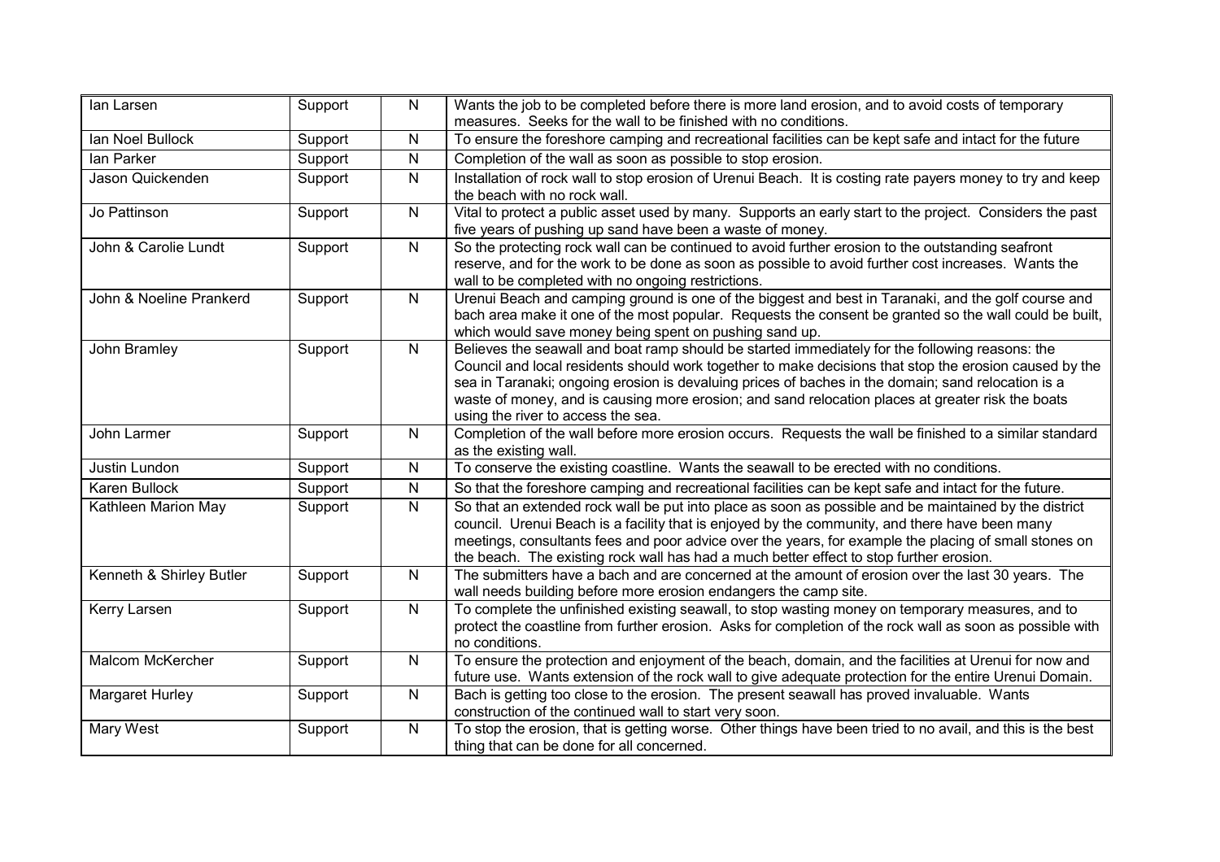| | | | |
|---|---|---|---|
| Ian Larsen | Support | N | Wants the job to be completed before there is more land erosion, and to avoid costs of temporary measures. Seeks for the wall to be finished with no conditions. |
| Ian Noel Bullock | Support | N | To ensure the foreshore camping and recreational facilities can be kept safe and intact for the future |
| Ian Parker | Support | N | Completion of the wall as soon as possible to stop erosion. |
| Jason Quickenden | Support | N | Installation of rock wall to stop erosion of Urenui Beach. It is costing rate payers money to try and keep the beach with no rock wall. |
| Jo Pattinson | Support | N | Vital to protect a public asset used by many. Supports an early start to the project. Considers the past five years of pushing up sand have been a waste of money. |
| John & Carolie Lundt | Support | N | So the protecting rock wall can be continued to avoid further erosion to the outstanding seafront reserve, and for the work to be done as soon as possible to avoid further cost increases. Wants the wall to be completed with no ongoing restrictions. |
| John & Noeline Prankerd | Support | N | Urenui Beach and camping ground is one of the biggest and best in Taranaki, and the golf course and bach area make it one of the most popular. Requests the consent be granted so the wall could be built, which would save money being spent on pushing sand up. |
| John Bramley | Support | N | Believes the seawall and boat ramp should be started immediately for the following reasons: the Council and local residents should work together to make decisions that stop the erosion caused by the sea in Taranaki; ongoing erosion is devaluing prices of baches in the domain; sand relocation is a waste of money, and is causing more erosion; and sand relocation places at greater risk the boats using the river to access the sea. |
| John Larmer | Support | N | Completion of the wall before more erosion occurs. Requests the wall be finished to a similar standard as the existing wall. |
| Justin Lundon | Support | N | To conserve the existing coastline. Wants the seawall to be erected with no conditions. |
| Karen Bullock | Support | N | So that the foreshore camping and recreational facilities can be kept safe and intact for the future. |
| Kathleen Marion May | Support | N | So that an extended rock wall be put into place as soon as possible and be maintained by the district council. Urenui Beach is a facility that is enjoyed by the community, and there have been many meetings, consultants fees and poor advice over the years, for example the placing of small stones on the beach. The existing rock wall has had a much better effect to stop further erosion. |
| Kenneth & Shirley Butler | Support | N | The submitters have a bach and are concerned at the amount of erosion over the last 30 years. The wall needs building before more erosion endangers the camp site. |
| Kerry Larsen | Support | N | To complete the unfinished existing seawall, to stop wasting money on temporary measures, and to protect the coastline from further erosion. Asks for completion of the rock wall as soon as possible with no conditions. |
| Malcom McKercher | Support | N | To ensure the protection and enjoyment of the beach, domain, and the facilities at Urenui for now and future use. Wants extension of the rock wall to give adequate protection for the entire Urenui Domain. |
| Margaret Hurley | Support | N | Bach is getting too close to the erosion. The present seawall has proved invaluable. Wants construction of the continued wall to start very soon. |
| Mary West | Support | N | To stop the erosion, that is getting worse. Other things have been tried to no avail, and this is the best thing that can be done for all concerned. |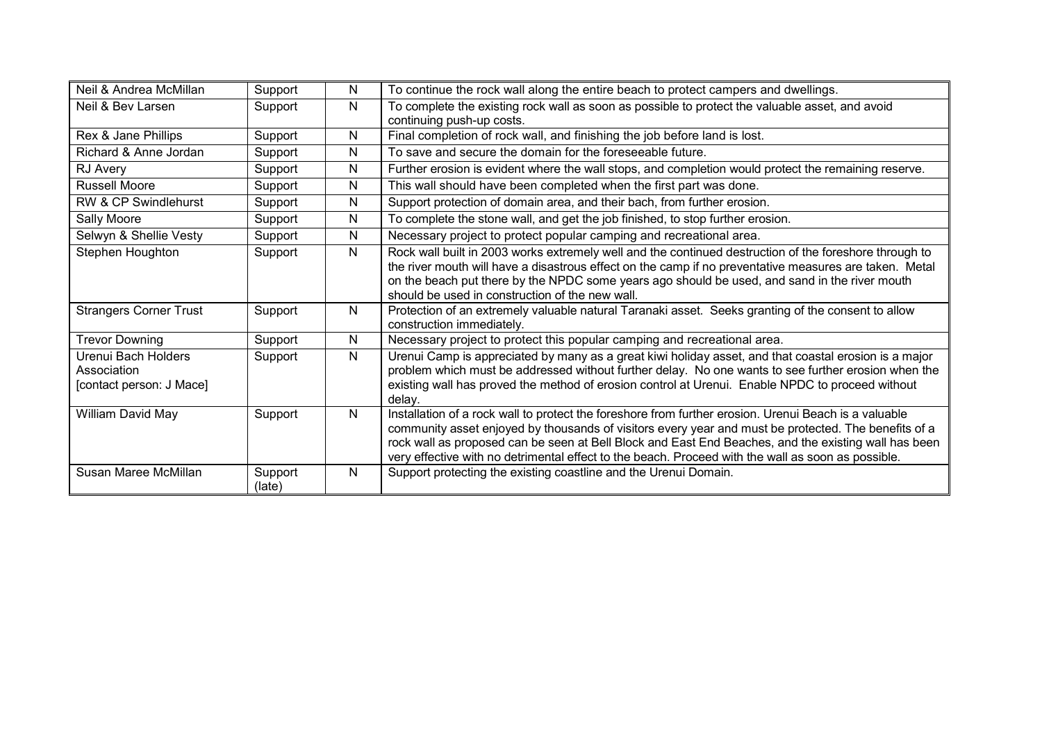| | | | |
|---|---|---|---|
| Neil & Andrea McMillan | Support | N | To continue the rock wall along the entire beach to protect campers and dwellings. |
| Neil & Bev Larsen | Support | N | To complete the existing rock wall as soon as possible to protect the valuable asset, and avoid continuing push-up costs. |
| Rex & Jane Phillips | Support | N | Final completion of rock wall, and finishing the job before land is lost. |
| Richard & Anne Jordan | Support | N | To save and secure the domain for the foreseeable future. |
| RJ Avery | Support | N | Further erosion is evident where the wall stops, and completion would protect the remaining reserve. |
| Russell Moore | Support | N | This wall should have been completed when the first part was done. |
| RW & CP Swindlehurst | Support | N | Support protection of domain area, and their bach, from further erosion. |
| Sally Moore | Support | N | To complete the stone wall, and get the job finished, to stop further erosion. |
| Selwyn & Shellie Vesty | Support | N | Necessary project to protect popular camping and recreational area. |
| Stephen Houghton | Support | N | Rock wall built in 2003 works extremely well and the continued destruction of the foreshore through to the river mouth will have a disastrous effect on the camp if no preventative measures are taken. Metal on the beach put there by the NPDC some years ago should be used, and sand in the river mouth should be used in construction of the new wall. |
| Strangers Corner Trust | Support | N | Protection of an extremely valuable natural Taranaki asset. Seeks granting of the consent to allow construction immediately. |
| Trevor Downing | Support | N | Necessary project to protect this popular camping and recreational area. |
| Urenui Bach Holders Association [contact person: J Mace] | Support | N | Urenui Camp is appreciated by many as a great kiwi holiday asset, and that coastal erosion is a major problem which must be addressed without further delay. No one wants to see further erosion when the existing wall has proved the method of erosion control at Urenui. Enable NPDC to proceed without delay. |
| William David May | Support | N | Installation of a rock wall to protect the foreshore from further erosion. Urenui Beach is a valuable community asset enjoyed by thousands of visitors every year and must be protected. The benefits of a rock wall as proposed can be seen at Bell Block and East End Beaches, and the existing wall has been very effective with no detrimental effect to the beach. Proceed with the wall as soon as possible. |
| Susan Maree McMillan | Support (late) | N | Support protecting the existing coastline and the Urenui Domain. |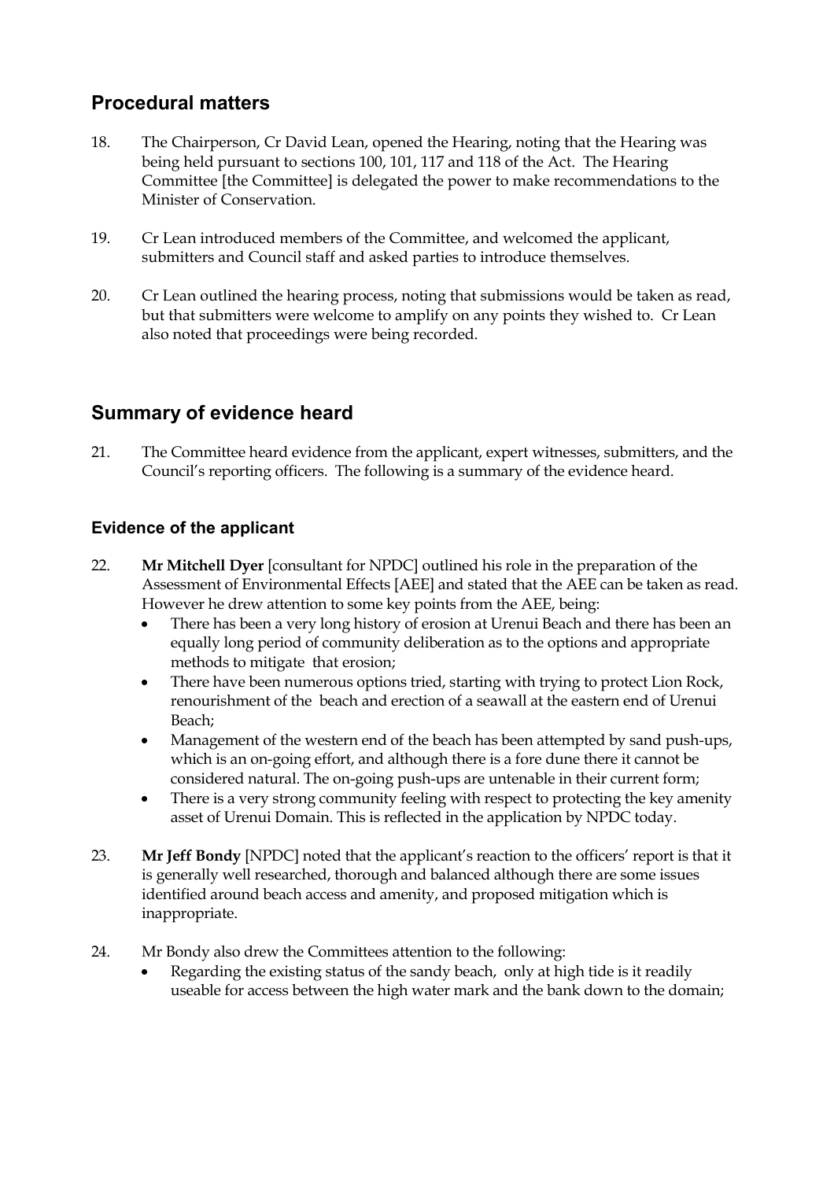## Procedural matters

18. The Chairperson, Cr David Lean, opened the Hearing, noting that the Hearing was being held pursuant to sections 100, 101, 117 and 118 of the Act. The Hearing Committee [the Committee] is delegated the power to make recommendations to the Minister of Conservation.

19. Cr Lean introduced members of the Committee, and welcomed the applicant, submitters and Council staff and asked parties to introduce themselves.

20. Cr Lean outlined the hearing process, noting that submissions would be taken as read, but that submitters were welcome to amplify on any points they wished to. Cr Lean also noted that proceedings were being recorded.

## Summary of evidence heard

21. The Committee heard evidence from the applicant, expert witnesses, submitters, and the Council's reporting officers. The following is a summary of the evidence heard.

### Evidence of the applicant

22. **Mr Mitchell Dyer** [consultant for NPDC] outlined his role in the preparation of the Assessment of Environmental Effects [AEE] and stated that the AEE can be taken as read. However he drew attention to some key points from the AEE, being:
    - There has been a very long history of erosion at Urenui Beach and there has been an equally long period of community deliberation as to the options and appropriate methods to mitigate that erosion;
    - There have been numerous options tried, starting with trying to protect Lion Rock, renourishment of the beach and erection of a seawall at the eastern end of Urenui Beach;
    - Management of the western end of the beach has been attempted by sand push-ups, which is an on-going effort, and although there is a fore dune there it cannot be considered natural. The on-going push-ups are untenable in their current form;
    - There is a very strong community feeling with respect to protecting the key amenity asset of Urenui Domain. This is reflected in the application by NPDC today.

23. **Mr Jeff Bondy** [NPDC] noted that the applicant's reaction to the officers' report is that it is generally well researched, thorough and balanced although there are some issues identified around beach access and amenity, and proposed mitigation which is inappropriate.

24. Mr Bondy also drew the Committees attention to the following:
    - Regarding the existing status of the sandy beach, only at high tide is it readily useable for access between the high water mark and the bank down to the domain;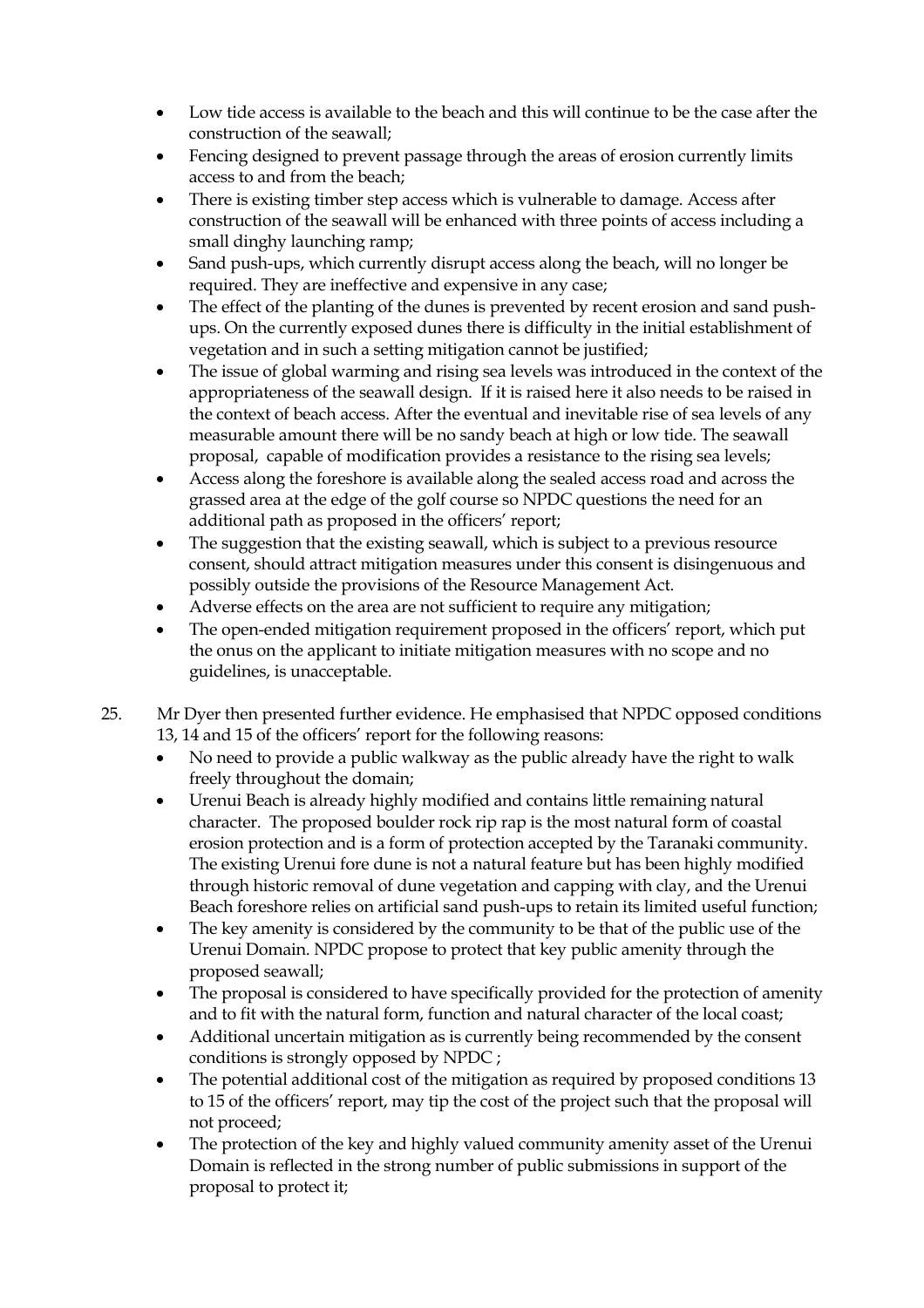- Low tide access is available to the beach and this will continue to be the case after the construction of the seawall;
- Fencing designed to prevent passage through the areas of erosion currently limits access to and from the beach;
- There is existing timber step access which is vulnerable to damage. Access after construction of the seawall will be enhanced with three points of access including a small dinghy launching ramp;
- Sand push-ups, which currently disrupt access along the beach, will no longer be required. They are ineffective and expensive in any case;
- The effect of the planting of the dunes is prevented by recent erosion and sand push-ups. On the currently exposed dunes there is difficulty in the initial establishment of vegetation and in such a setting mitigation cannot be justified;
- The issue of global warming and rising sea levels was introduced in the context of the appropriateness of the seawall design. If it is raised here it also needs to be raised in the context of beach access. After the eventual and inevitable rise of sea levels of any measurable amount there will be no sandy beach at high or low tide. The seawall proposal, capable of modification provides a resistance to the rising sea levels;
- Access along the foreshore is available along the sealed access road and across the grassed area at the edge of the golf course so NPDC questions the need for an additional path as proposed in the officers' report;
- The suggestion that the existing seawall, which is subject to a previous resource consent, should attract mitigation measures under this consent is disingenuous and possibly outside the provisions of the Resource Management Act.
- Adverse effects on the area are not sufficient to require any mitigation;
- The open-ended mitigation requirement proposed in the officers' report, which put the onus on the applicant to initiate mitigation measures with no scope and no guidelines, is unacceptable.

25. Mr Dyer then presented further evidence. He emphasised that NPDC opposed conditions 13, 14 and 15 of the officers' report for the following reasons:
    - No need to provide a public walkway as the public already have the right to walk freely throughout the domain;
    - Urenui Beach is already highly modified and contains little remaining natural character. The proposed boulder rock rip rap is the most natural form of coastal erosion protection and is a form of protection accepted by the Taranaki community. The existing Urenui fore dune is not a natural feature but has been highly modified through historic removal of dune vegetation and capping with clay, and the Urenui Beach foreshore relies on artificial sand push-ups to retain its limited useful function;
    - The key amenity is considered by the community to be that of the public use of the Urenui Domain. NPDC propose to protect that key public amenity through the proposed seawall;
    - The proposal is considered to have specifically provided for the protection of amenity and to fit with the natural form, function and natural character of the local coast;
    - Additional uncertain mitigation as is currently being recommended by the consent conditions is strongly opposed by NPDC ;
    - The potential additional cost of the mitigation as required by proposed conditions 13 to 15 of the officers' report, may tip the cost of the project such that the proposal will not proceed;
    - The protection of the key and highly valued community amenity asset of the Urenui Domain is reflected in the strong number of public submissions in support of the proposal to protect it;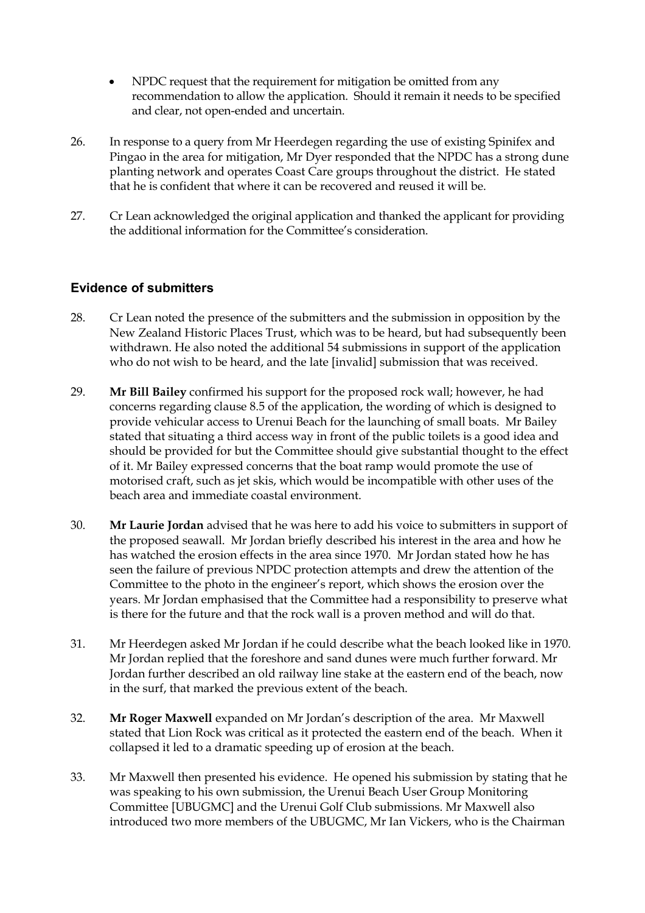- NPDC request that the requirement for mitigation be omitted from any recommendation to allow the application. Should it remain it needs to be specified and clear, not open-ended and uncertain.

26. In response to a query from Mr Heerdegen regarding the use of existing Spinifex and Pingao in the area for mitigation, Mr Dyer responded that the NPDC has a strong dune planting network and operates Coast Care groups throughout the district. He stated that he is confident that where it can be recovered and reused it will be.

27. Cr Lean acknowledged the original application and thanked the applicant for providing the additional information for the Committee's consideration.

## Evidence of submitters

28. Cr Lean noted the presence of the submitters and the submission in opposition by the New Zealand Historic Places Trust, which was to be heard, but had subsequently been withdrawn. He also noted the additional 54 submissions in support of the application who do not wish to be heard, and the late [invalid] submission that was received.

29. **Mr Bill Bailey** confirmed his support for the proposed rock wall; however, he had concerns regarding clause 8.5 of the application, the wording of which is designed to provide vehicular access to Urenui Beach for the launching of small boats. Mr Bailey stated that situating a third access way in front of the public toilets is a good idea and should be provided for but the Committee should give substantial thought to the effect of it. Mr Bailey expressed concerns that the boat ramp would promote the use of motorised craft, such as jet skis, which would be incompatible with other uses of the beach area and immediate coastal environment.

30. **Mr Laurie Jordan** advised that he was here to add his voice to submitters in support of the proposed seawall. Mr Jordan briefly described his interest in the area and how he has watched the erosion effects in the area since 1970. Mr Jordan stated how he has seen the failure of previous NPDC protection attempts and drew the attention of the Committee to the photo in the engineer's report, which shows the erosion over the years. Mr Jordan emphasised that the Committee had a responsibility to preserve what is there for the future and that the rock wall is a proven method and will do that.

31. Mr Heerdegen asked Mr Jordan if he could describe what the beach looked like in 1970. Mr Jordan replied that the foreshore and sand dunes were much further forward. Mr Jordan further described an old railway line stake at the eastern end of the beach, now in the surf, that marked the previous extent of the beach.

32. **Mr Roger Maxwell** expanded on Mr Jordan's description of the area. Mr Maxwell stated that Lion Rock was critical as it protected the eastern end of the beach. When it collapsed it led to a dramatic speeding up of erosion at the beach.

33. Mr Maxwell then presented his evidence. He opened his submission by stating that he was speaking to his own submission, the Urenui Beach User Group Monitoring Committee [UBUGMC] and the Urenui Golf Club submissions. Mr Maxwell also introduced two more members of the UBUGMC, Mr Ian Vickers, who is the Chairman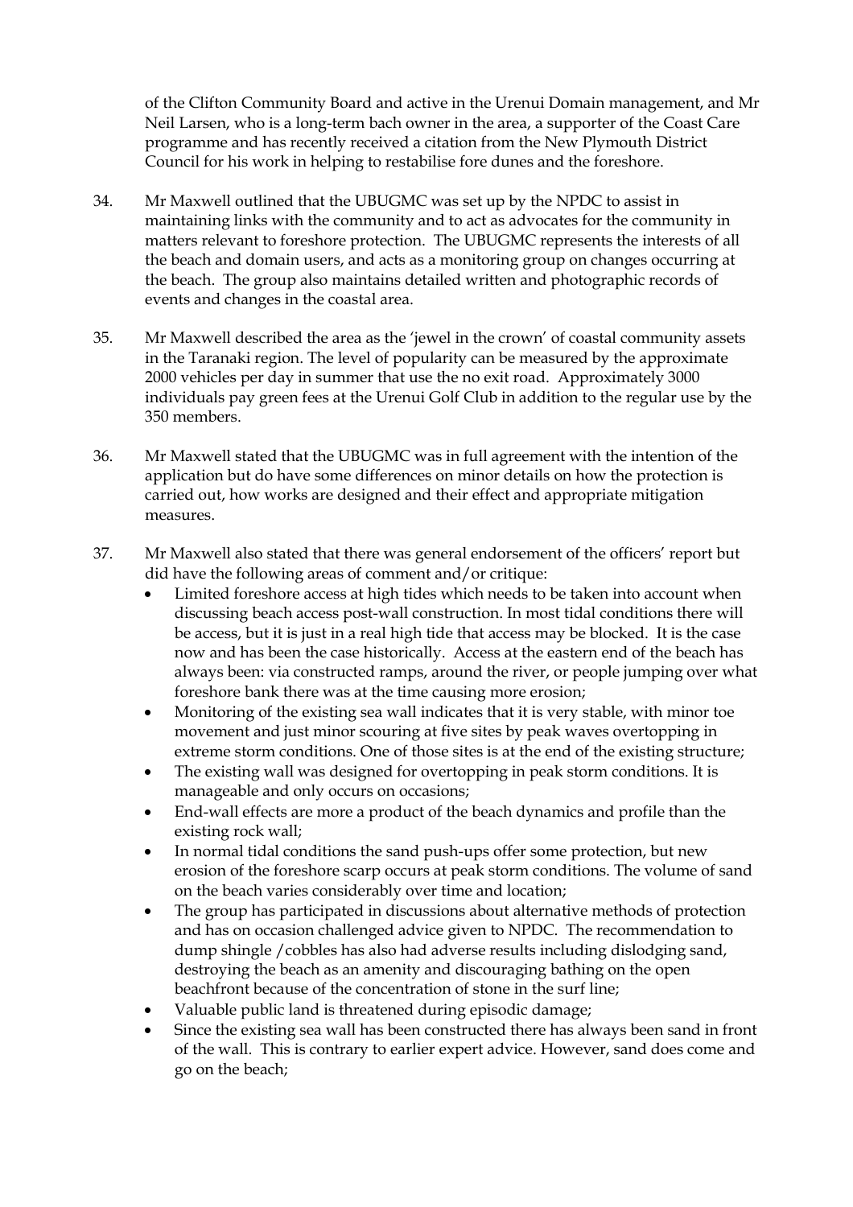of the Clifton Community Board and active in the Urenui Domain management, and Mr Neil Larsen, who is a long-term bach owner in the area, a supporter of the Coast Care programme and has recently received a citation from the New Plymouth District Council for his work in helping to restabilise fore dunes and the foreshore.

34. Mr Maxwell outlined that the UBUGMC was set up by the NPDC to assist in maintaining links with the community and to act as advocates for the community in matters relevant to foreshore protection. The UBUGMC represents the interests of all the beach and domain users, and acts as a monitoring group on changes occurring at the beach. The group also maintains detailed written and photographic records of events and changes in the coastal area.

35. Mr Maxwell described the area as the 'jewel in the crown' of coastal community assets in the Taranaki region. The level of popularity can be measured by the approximate 2000 vehicles per day in summer that use the no exit road. Approximately 3000 individuals pay green fees at the Urenui Golf Club in addition to the regular use by the 350 members.

36. Mr Maxwell stated that the UBUGMC was in full agreement with the intention of the application but do have some differences on minor details on how the protection is carried out, how works are designed and their effect and appropriate mitigation measures.

37. Mr Maxwell also stated that there was general endorsement of the officers' report but did have the following areas of comment and/or critique:
    - Limited foreshore access at high tides which needs to be taken into account when discussing beach access post-wall construction. In most tidal conditions there will be access, but it is just in a real high tide that access may be blocked. It is the case now and has been the case historically. Access at the eastern end of the beach has always been: via constructed ramps, around the river, or people jumping over what foreshore bank there was at the time causing more erosion;
    - Monitoring of the existing sea wall indicates that it is very stable, with minor toe movement and just minor scouring at five sites by peak waves overtopping in extreme storm conditions. One of those sites is at the end of the existing structure;
    - The existing wall was designed for overtopping in peak storm conditions. It is manageable and only occurs on occasions;
    - End-wall effects are more a product of the beach dynamics and profile than the existing rock wall;
    - In normal tidal conditions the sand push-ups offer some protection, but new erosion of the foreshore scarp occurs at peak storm conditions. The volume of sand on the beach varies considerably over time and location;
    - The group has participated in discussions about alternative methods of protection and has on occasion challenged advice given to NPDC. The recommendation to dump shingle /cobbles has also had adverse results including dislodging sand, destroying the beach as an amenity and discouraging bathing on the open beachfront because of the concentration of stone in the surf line;
    - Valuable public land is threatened during episodic damage;
    - Since the existing sea wall has been constructed there has always been sand in front of the wall. This is contrary to earlier expert advice. However, sand does come and go on the beach;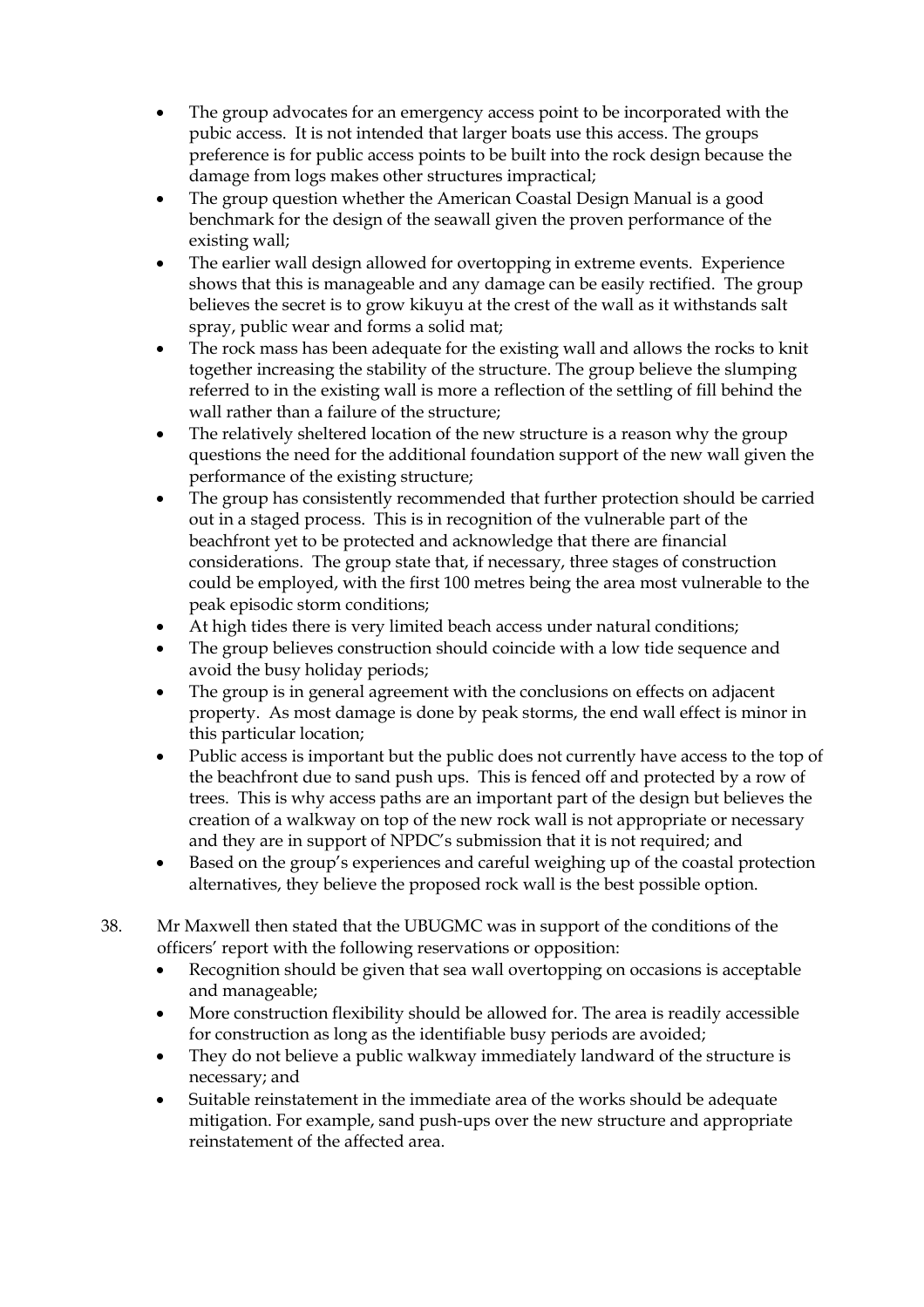- The group advocates for an emergency access point to be incorporated with the pubic access. It is not intended that larger boats use this access. The groups preference is for public access points to be built into the rock design because the damage from logs makes other structures impractical;
- The group question whether the American Coastal Design Manual is a good benchmark for the design of the seawall given the proven performance of the existing wall;
- The earlier wall design allowed for overtopping in extreme events. Experience shows that this is manageable and any damage can be easily rectified. The group believes the secret is to grow kikuyu at the crest of the wall as it withstands salt spray, public wear and forms a solid mat;
- The rock mass has been adequate for the existing wall and allows the rocks to knit together increasing the stability of the structure. The group believe the slumping referred to in the existing wall is more a reflection of the settling of fill behind the wall rather than a failure of the structure;
- The relatively sheltered location of the new structure is a reason why the group questions the need for the additional foundation support of the new wall given the performance of the existing structure;
- The group has consistently recommended that further protection should be carried out in a staged process. This is in recognition of the vulnerable part of the beachfront yet to be protected and acknowledge that there are financial considerations. The group state that, if necessary, three stages of construction could be employed, with the first 100 metres being the area most vulnerable to the peak episodic storm conditions;
- At high tides there is very limited beach access under natural conditions;
- The group believes construction should coincide with a low tide sequence and avoid the busy holiday periods;
- The group is in general agreement with the conclusions on effects on adjacent property. As most damage is done by peak storms, the end wall effect is minor in this particular location;
- Public access is important but the public does not currently have access to the top of the beachfront due to sand push ups. This is fenced off and protected by a row of trees. This is why access paths are an important part of the design but believes the creation of a walkway on top of the new rock wall is not appropriate or necessary and they are in support of NPDC's submission that it is not required; and
- Based on the group's experiences and careful weighing up of the coastal protection alternatives, they believe the proposed rock wall is the best possible option.

38. Mr Maxwell then stated that the UBUGMC was in support of the conditions of the officers' report with the following reservations or opposition:
    - Recognition should be given that sea wall overtopping on occasions is acceptable and manageable;
    - More construction flexibility should be allowed for. The area is readily accessible for construction as long as the identifiable busy periods are avoided;
    - They do not believe a public walkway immediately landward of the structure is necessary; and
    - Suitable reinstatement in the immediate area of the works should be adequate mitigation. For example, sand push-ups over the new structure and appropriate reinstatement of the affected area.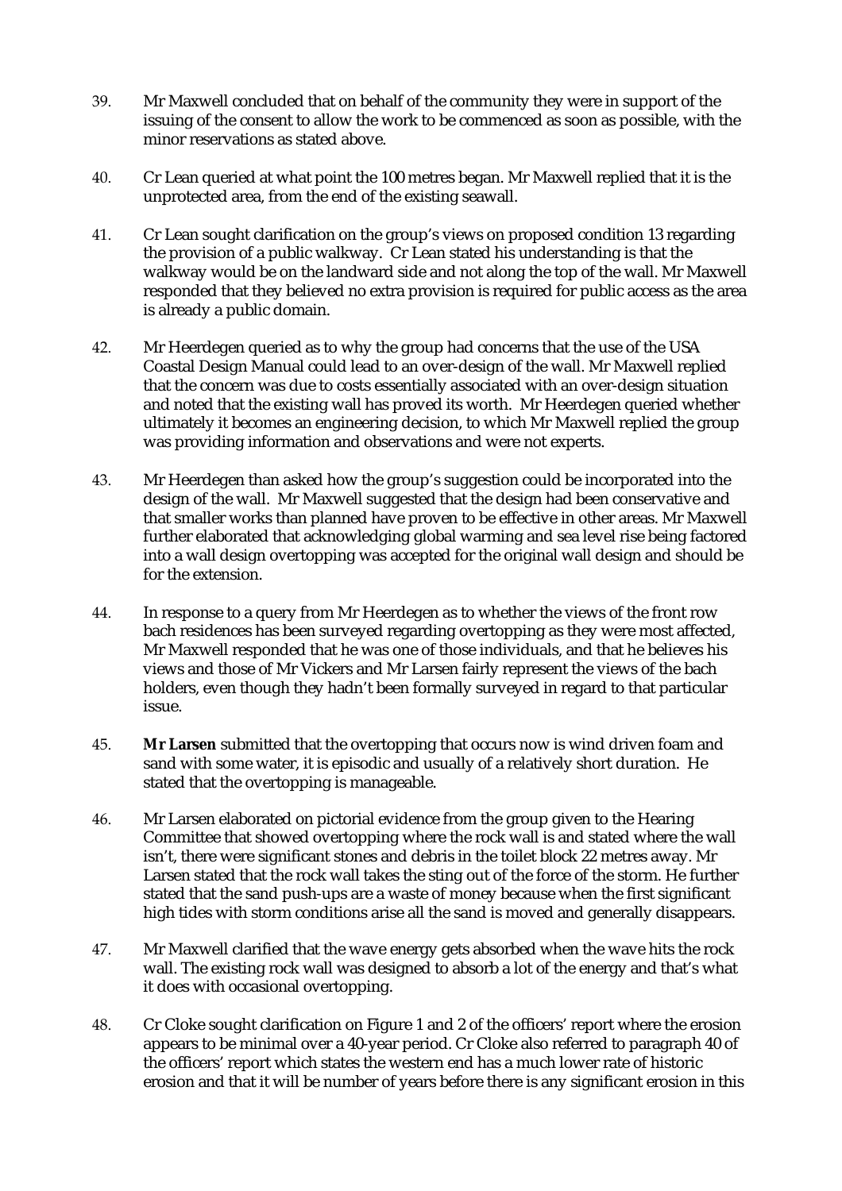39. Mr Maxwell concluded that on behalf of the community they were in support of the issuing of the consent to allow the work to be commenced as soon as possible, with the minor reservations as stated above.

40. Cr Lean queried at what point the 100 metres began. Mr Maxwell replied that it is the unprotected area, from the end of the existing seawall.

41. Cr Lean sought clarification on the group's views on proposed condition 13 regarding the provision of a public walkway. Cr Lean stated his understanding is that the walkway would be on the landward side and not along the top of the wall. Mr Maxwell responded that they believed no extra provision is required for public access as the area is already a public domain.

42. Mr Heerdegen queried as to why the group had concerns that the use of the USA Coastal Design Manual could lead to an over-design of the wall. Mr Maxwell replied that the concern was due to costs essentially associated with an over-design situation and noted that the existing wall has proved its worth. Mr Heerdegen queried whether ultimately it becomes an engineering decision, to which Mr Maxwell replied the group was providing information and observations and were not experts.

43. Mr Heerdegen than asked how the group's suggestion could be incorporated into the design of the wall. Mr Maxwell suggested that the design had been conservative and that smaller works than planned have proven to be effective in other areas. Mr Maxwell further elaborated that acknowledging global warming and sea level rise being factored into a wall design overtopping was accepted for the original wall design and should be for the extension.

44. In response to a query from Mr Heerdegen as to whether the views of the front row bach residences has been surveyed regarding overtopping as they were most affected, Mr Maxwell responded that he was one of those individuals, and that he believes his views and those of Mr Vickers and Mr Larsen fairly represent the views of the bach holders, even though they hadn't been formally surveyed in regard to that particular issue.

45. **Mr Larsen** submitted that the overtopping that occurs now is wind driven foam and sand with some water, it is episodic and usually of a relatively short duration. He stated that the overtopping is manageable.

46. Mr Larsen elaborated on pictorial evidence from the group given to the Hearing Committee that showed overtopping where the rock wall is and stated where the wall isn't, there were significant stones and debris in the toilet block 22 metres away. Mr Larsen stated that the rock wall takes the sting out of the force of the storm. He further stated that the sand push-ups are a waste of money because when the first significant high tides with storm conditions arise all the sand is moved and generally disappears.

47. Mr Maxwell clarified that the wave energy gets absorbed when the wave hits the rock wall. The existing rock wall was designed to absorb a lot of the energy and that's what it does with occasional overtopping.

48. Cr Cloke sought clarification on Figure 1 and 2 of the officers' report where the erosion appears to be minimal over a 40-year period. Cr Cloke also referred to paragraph 40 of the officers' report which states the western end has a much lower rate of historic erosion and that it will be number of years before there is any significant erosion in this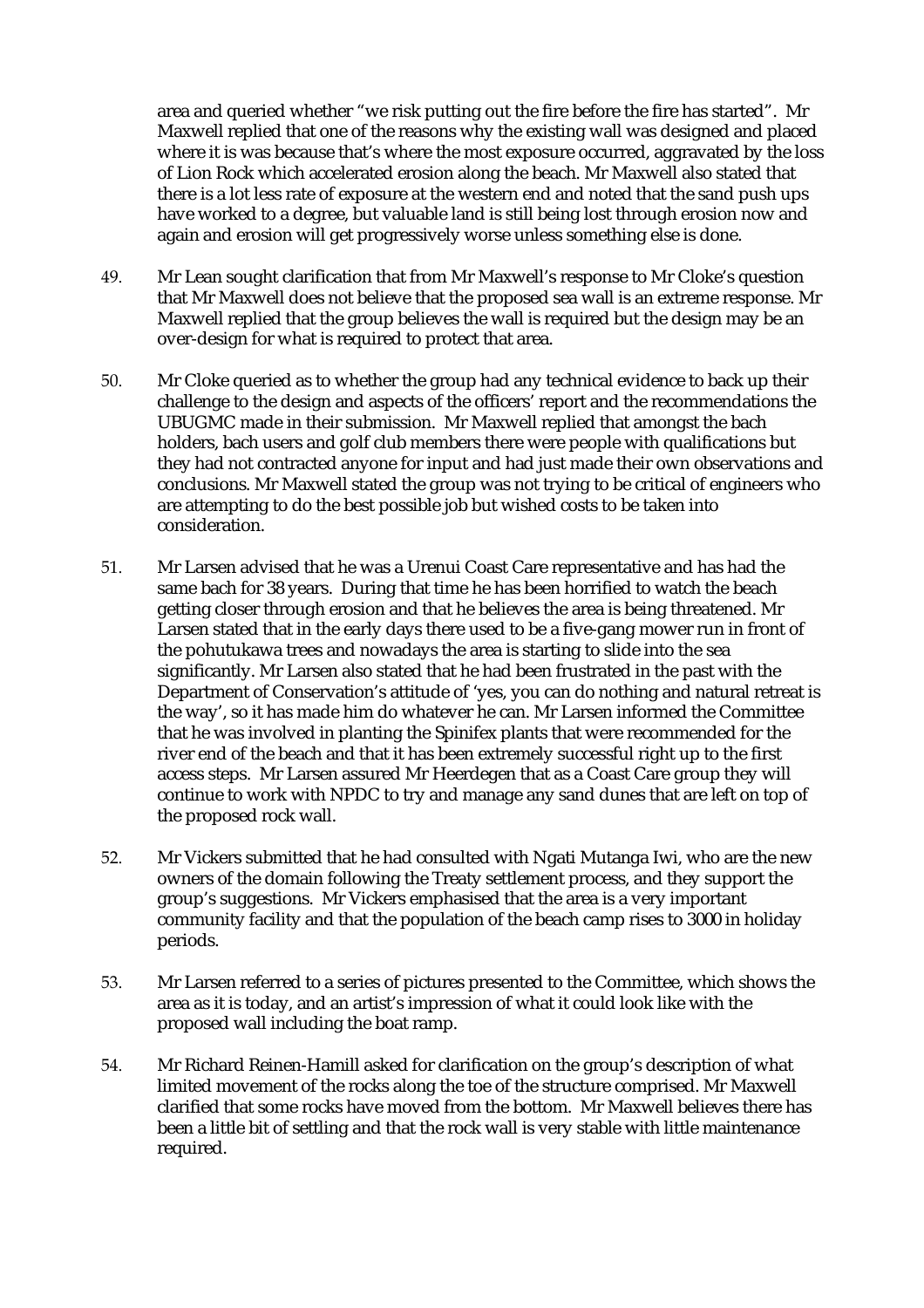area and queried whether "we risk putting out the fire before the fire has started". Mr Maxwell replied that one of the reasons why the existing wall was designed and placed where it is was because that's where the most exposure occurred, aggravated by the loss of Lion Rock which accelerated erosion along the beach. Mr Maxwell also stated that there is a lot less rate of exposure at the western end and noted that the sand push ups have worked to a degree, but valuable land is still being lost through erosion now and again and erosion will get progressively worse unless something else is done.

49. Mr Lean sought clarification that from Mr Maxwell's response to Mr Cloke's question that Mr Maxwell does not believe that the proposed sea wall is an extreme response. Mr Maxwell replied that the group believes the wall is required but the design may be an over-design for what is required to protect that area.

50. Mr Cloke queried as to whether the group had any technical evidence to back up their challenge to the design and aspects of the officers' report and the recommendations the UBUGMC made in their submission. Mr Maxwell replied that amongst the bach holders, bach users and golf club members there were people with qualifications but they had not contracted anyone for input and had just made their own observations and conclusions. Mr Maxwell stated the group was not trying to be critical of engineers who are attempting to do the best possible job but wished costs to be taken into consideration.

51. Mr Larsen advised that he was a Urenui Coast Care representative and has had the same bach for 38 years. During that time he has been horrified to watch the beach getting closer through erosion and that he believes the area is being threatened. Mr Larsen stated that in the early days there used to be a five-gang mower run in front of the pohutukawa trees and nowadays the area is starting to slide into the sea significantly. Mr Larsen also stated that he had been frustrated in the past with the Department of Conservation's attitude of 'yes, you can do nothing and natural retreat is the way', so it has made him do whatever he can. Mr Larsen informed the Committee that he was involved in planting the Spinifex plants that were recommended for the river end of the beach and that it has been extremely successful right up to the first access steps. Mr Larsen assured Mr Heerdegen that as a Coast Care group they will continue to work with NPDC to try and manage any sand dunes that are left on top of the proposed rock wall.

52. Mr Vickers submitted that he had consulted with Ngati Mutanga Iwi, who are the new owners of the domain following the Treaty settlement process, and they support the group's suggestions. Mr Vickers emphasised that the area is a very important community facility and that the population of the beach camp rises to 3000 in holiday periods.

53. Mr Larsen referred to a series of pictures presented to the Committee, which shows the area as it is today, and an artist's impression of what it could look like with the proposed wall including the boat ramp.

54. Mr Richard Reinen-Hamill asked for clarification on the group's description of what limited movement of the rocks along the toe of the structure comprised. Mr Maxwell clarified that some rocks have moved from the bottom. Mr Maxwell believes there has been a little bit of settling and that the rock wall is very stable with little maintenance required.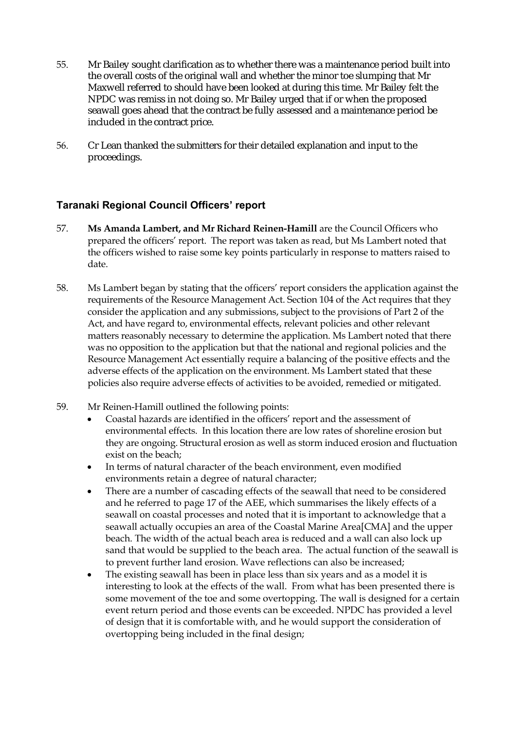55. Mr Bailey sought clarification as to whether there was a maintenance period built into the overall costs of the original wall and whether the minor toe slumping that Mr Maxwell referred to should have been looked at during this time. Mr Bailey felt the NPDC was remiss in not doing so. Mr Bailey urged that if or when the proposed seawall goes ahead that the contract be fully assessed and a maintenance period be included in the contract price.

56. Cr Lean thanked the submitters for their detailed explanation and input to the proceedings.

## Taranaki Regional Council Officers' report

57. **Ms Amanda Lambert, and Mr Richard Reinen-Hamill** are the Council Officers who prepared the officers' report. The report was taken as read, but Ms Lambert noted that the officers wished to raise some key points particularly in response to matters raised to date.

58. Ms Lambert began by stating that the officers' report considers the application against the requirements of the Resource Management Act. Section 104 of the Act requires that they consider the application and any submissions, subject to the provisions of Part 2 of the Act, and have regard to, environmental effects, relevant policies and other relevant matters reasonably necessary to determine the application. Ms Lambert noted that there was no opposition to the application but that the national and regional policies and the Resource Management Act essentially require a balancing of the positive effects and the adverse effects of the application on the environment. Ms Lambert stated that these policies also require adverse effects of activities to be avoided, remedied or mitigated.

59. Mr Reinen-Hamill outlined the following points:
    - Coastal hazards are identified in the officers' report and the assessment of environmental effects. In this location there are low rates of shoreline erosion but they are ongoing. Structural erosion as well as storm induced erosion and fluctuation exist on the beach;
    - In terms of natural character of the beach environment, even modified environments retain a degree of natural character;
    - There are a number of cascading effects of the seawall that need to be considered and he referred to page 17 of the AEE, which summarises the likely effects of a seawall on coastal processes and noted that it is important to acknowledge that a seawall actually occupies an area of the Coastal Marine Area[CMA] and the upper beach. The width of the actual beach area is reduced and a wall can also lock up sand that would be supplied to the beach area. The actual function of the seawall is to prevent further land erosion. Wave reflections can also be increased;
    - The existing seawall has been in place less than six years and as a model it is interesting to look at the effects of the wall. From what has been presented there is some movement of the toe and some overtopping. The wall is designed for a certain event return period and those events can be exceeded. NPDC has provided a level of design that it is comfortable with, and he would support the consideration of overtopping being included in the final design;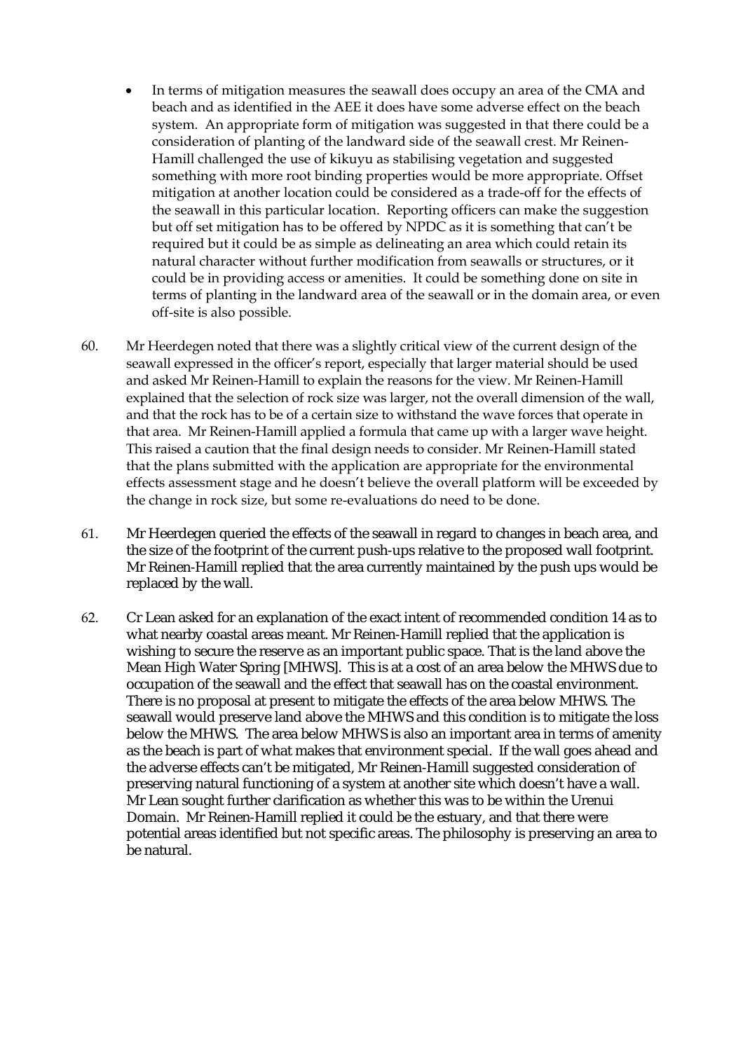- In terms of mitigation measures the seawall does occupy an area of the CMA and beach and as identified in the AEE it does have some adverse effect on the beach system. An appropriate form of mitigation was suggested in that there could be a consideration of planting of the landward side of the seawall crest. Mr Reinen-Hamill challenged the use of kikuyu as stabilising vegetation and suggested something with more root binding properties would be more appropriate. Offset mitigation at another location could be considered as a trade-off for the effects of the seawall in this particular location. Reporting officers can make the suggestion but off set mitigation has to be offered by NPDC as it is something that can't be required but it could be as simple as delineating an area which could retain its natural character without further modification from seawalls or structures, or it could be in providing access or amenities. It could be something done on site in terms of planting in the landward area of the seawall or in the domain area, or even off-site is also possible.

60. Mr Heerdegen noted that there was a slightly critical view of the current design of the seawall expressed in the officer's report, especially that larger material should be used and asked Mr Reinen-Hamill to explain the reasons for the view. Mr Reinen-Hamill explained that the selection of rock size was larger, not the overall dimension of the wall, and that the rock has to be of a certain size to withstand the wave forces that operate in that area. Mr Reinen-Hamill applied a formula that came up with a larger wave height. This raised a caution that the final design needs to consider. Mr Reinen-Hamill stated that the plans submitted with the application are appropriate for the environmental effects assessment stage and he doesn't believe the overall platform will be exceeded by the change in rock size, but some re-evaluations do need to be done.

61. Mr Heerdegen queried the effects of the seawall in regard to changes in beach area, and the size of the footprint of the current push-ups relative to the proposed wall footprint. Mr Reinen-Hamill replied that the area currently maintained by the push ups would be replaced by the wall.

62. Cr Lean asked for an explanation of the exact intent of recommended condition 14 as to what nearby coastal areas meant. Mr Reinen-Hamill replied that the application is wishing to secure the reserve as an important public space. That is the land above the Mean High Water Spring [MHWS]. This is at a cost of an area below the MHWS due to occupation of the seawall and the effect that seawall has on the coastal environment. There is no proposal at present to mitigate the effects of the area below MHWS. The seawall would preserve land above the MHWS and this condition is to mitigate the loss below the MHWS. The area below MHWS is also an important area in terms of amenity as the beach is part of what makes that environment special. If the wall goes ahead and the adverse effects can't be mitigated, Mr Reinen-Hamill suggested consideration of preserving natural functioning of a system at another site which doesn't have a wall. Mr Lean sought further clarification as whether this was to be within the Urenui Domain. Mr Reinen-Hamill replied it could be the estuary, and that there were potential areas identified but not specific areas. The philosophy is preserving an area to be natural.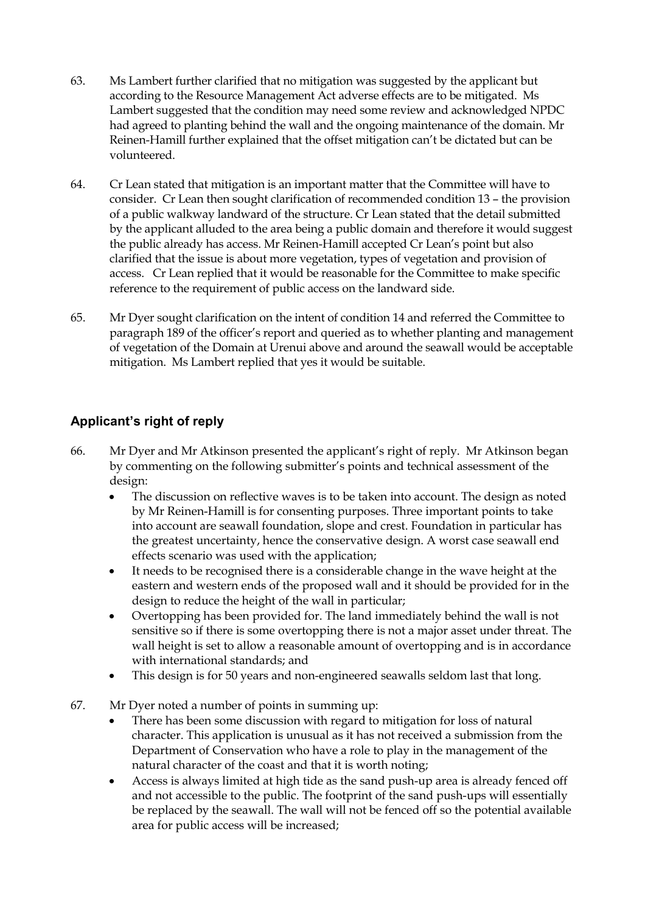63. Ms Lambert further clarified that no mitigation was suggested by the applicant but according to the Resource Management Act adverse effects are to be mitigated. Ms Lambert suggested that the condition may need some review and acknowledged NPDC had agreed to planting behind the wall and the ongoing maintenance of the domain. Mr Reinen-Hamill further explained that the offset mitigation can't be dictated but can be volunteered.

64. Cr Lean stated that mitigation is an important matter that the Committee will have to consider. Cr Lean then sought clarification of recommended condition 13 – the provision of a public walkway landward of the structure. Cr Lean stated that the detail submitted by the applicant alluded to the area being a public domain and therefore it would suggest the public already has access. Mr Reinen-Hamill accepted Cr Lean's point but also clarified that the issue is about more vegetation, types of vegetation and provision of access. Cr Lean replied that it would be reasonable for the Committee to make specific reference to the requirement of public access on the landward side.

65. Mr Dyer sought clarification on the intent of condition 14 and referred the Committee to paragraph 189 of the officer's report and queried as to whether planting and management of vegetation of the Domain at Urenui above and around the seawall would be acceptable mitigation. Ms Lambert replied that yes it would be suitable.

## Applicant's right of reply

66. Mr Dyer and Mr Atkinson presented the applicant's right of reply. Mr Atkinson began by commenting on the following submitter's points and technical assessment of the design:
    - The discussion on reflective waves is to be taken into account. The design as noted by Mr Reinen-Hamill is for consenting purposes. Three important points to take into account are seawall foundation, slope and crest. Foundation in particular has the greatest uncertainty, hence the conservative design. A worst case seawall end effects scenario was used with the application;
    - It needs to be recognised there is a considerable change in the wave height at the eastern and western ends of the proposed wall and it should be provided for in the design to reduce the height of the wall in particular;
    - Overtopping has been provided for. The land immediately behind the wall is not sensitive so if there is some overtopping there is not a major asset under threat. The wall height is set to allow a reasonable amount of overtopping and is in accordance with international standards; and
    - This design is for 50 years and non-engineered seawalls seldom last that long.

67. Mr Dyer noted a number of points in summing up:
    - There has been some discussion with regard to mitigation for loss of natural character. This application is unusual as it has not received a submission from the Department of Conservation who have a role to play in the management of the natural character of the coast and that it is worth noting;
    - Access is always limited at high tide as the sand push-up area is already fenced off and not accessible to the public. The footprint of the sand push-ups will essentially be replaced by the seawall. The wall will not be fenced off so the potential available area for public access will be increased;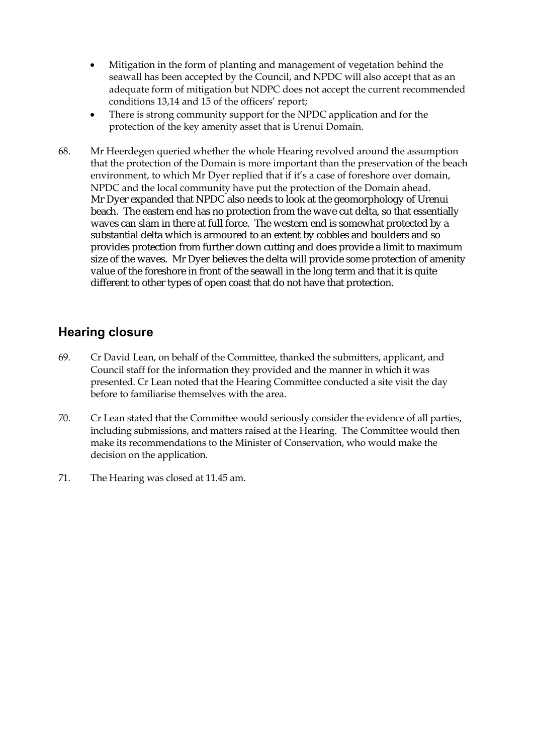- Mitigation in the form of planting and management of vegetation behind the seawall has been accepted by the Council, and NPDC will also accept that as an adequate form of mitigation but NDPC does not accept the current recommended conditions 13,14 and 15 of the officers' report;
- There is strong community support for the NPDC application and for the protection of the key amenity asset that is Urenui Domain.

68. Mr Heerdegen queried whether the whole Hearing revolved around the assumption that the protection of the Domain is more important than the preservation of the beach environment, to which Mr Dyer replied that if it's a case of foreshore over domain, NPDC and the local community have put the protection of the Domain ahead. Mr Dyer expanded that NPDC also needs to look at the geomorphology of Urenui beach. The eastern end has no protection from the wave cut delta, so that essentially waves can slam in there at full force. The western end is somewhat protected by a substantial delta which is armoured to an extent by cobbles and boulders and so provides protection from further down cutting and does provide a limit to maximum size of the waves. Mr Dyer believes the delta will provide some protection of amenity value of the foreshore in front of the seawall in the long term and that it is quite different to other types of open coast that do not have that protection.

## Hearing closure

69. Cr David Lean, on behalf of the Committee, thanked the submitters, applicant, and Council staff for the information they provided and the manner in which it was presented. Cr Lean noted that the Hearing Committee conducted a site visit the day before to familiarise themselves with the area.

70. Cr Lean stated that the Committee would seriously consider the evidence of all parties, including submissions, and matters raised at the Hearing. The Committee would then make its recommendations to the Minister of Conservation, who would make the decision on the application.

71. The Hearing was closed at 11.45 am.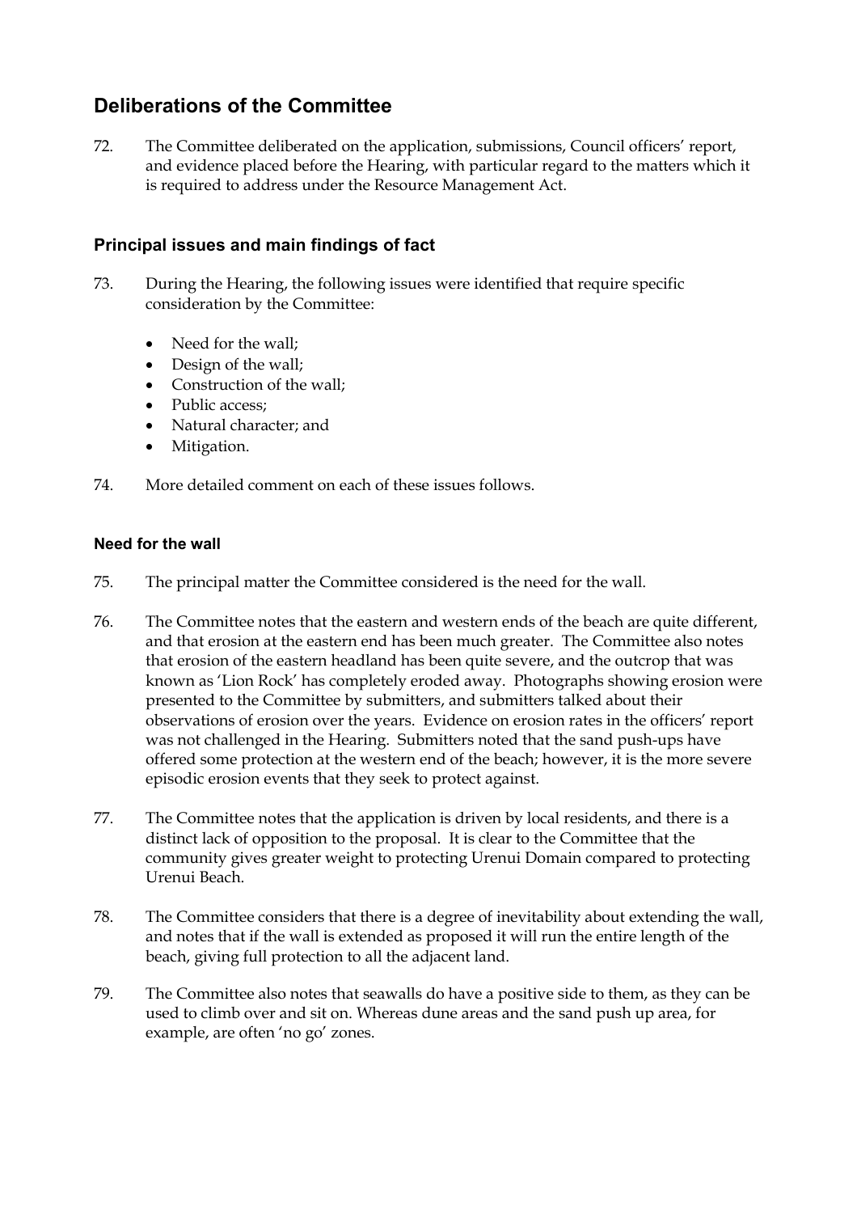## Deliberations of the Committee

72. The Committee deliberated on the application, submissions, Council officers' report, and evidence placed before the Hearing, with particular regard to the matters which it is required to address under the Resource Management Act.

### Principal issues and main findings of fact

73. During the Hearing, the following issues were identified that require specific consideration by the Committee:

- Need for the wall;
- Design of the wall;
- Construction of the wall;
- Public access;
- Natural character; and
- Mitigation.

74. More detailed comment on each of these issues follows.

#### Need for the wall

75. The principal matter the Committee considered is the need for the wall.

76. The Committee notes that the eastern and western ends of the beach are quite different, and that erosion at the eastern end has been much greater. The Committee also notes that erosion of the eastern headland has been quite severe, and the outcrop that was known as 'Lion Rock' has completely eroded away. Photographs showing erosion were presented to the Committee by submitters, and submitters talked about their observations of erosion over the years. Evidence on erosion rates in the officers' report was not challenged in the Hearing. Submitters noted that the sand push-ups have offered some protection at the western end of the beach; however, it is the more severe episodic erosion events that they seek to protect against.

77. The Committee notes that the application is driven by local residents, and there is a distinct lack of opposition to the proposal. It is clear to the Committee that the community gives greater weight to protecting Urenui Domain compared to protecting Urenui Beach.

78. The Committee considers that there is a degree of inevitability about extending the wall, and notes that if the wall is extended as proposed it will run the entire length of the beach, giving full protection to all the adjacent land.

79. The Committee also notes that seawalls do have a positive side to them, as they can be used to climb over and sit on. Whereas dune areas and the sand push up area, for example, are often 'no go' zones.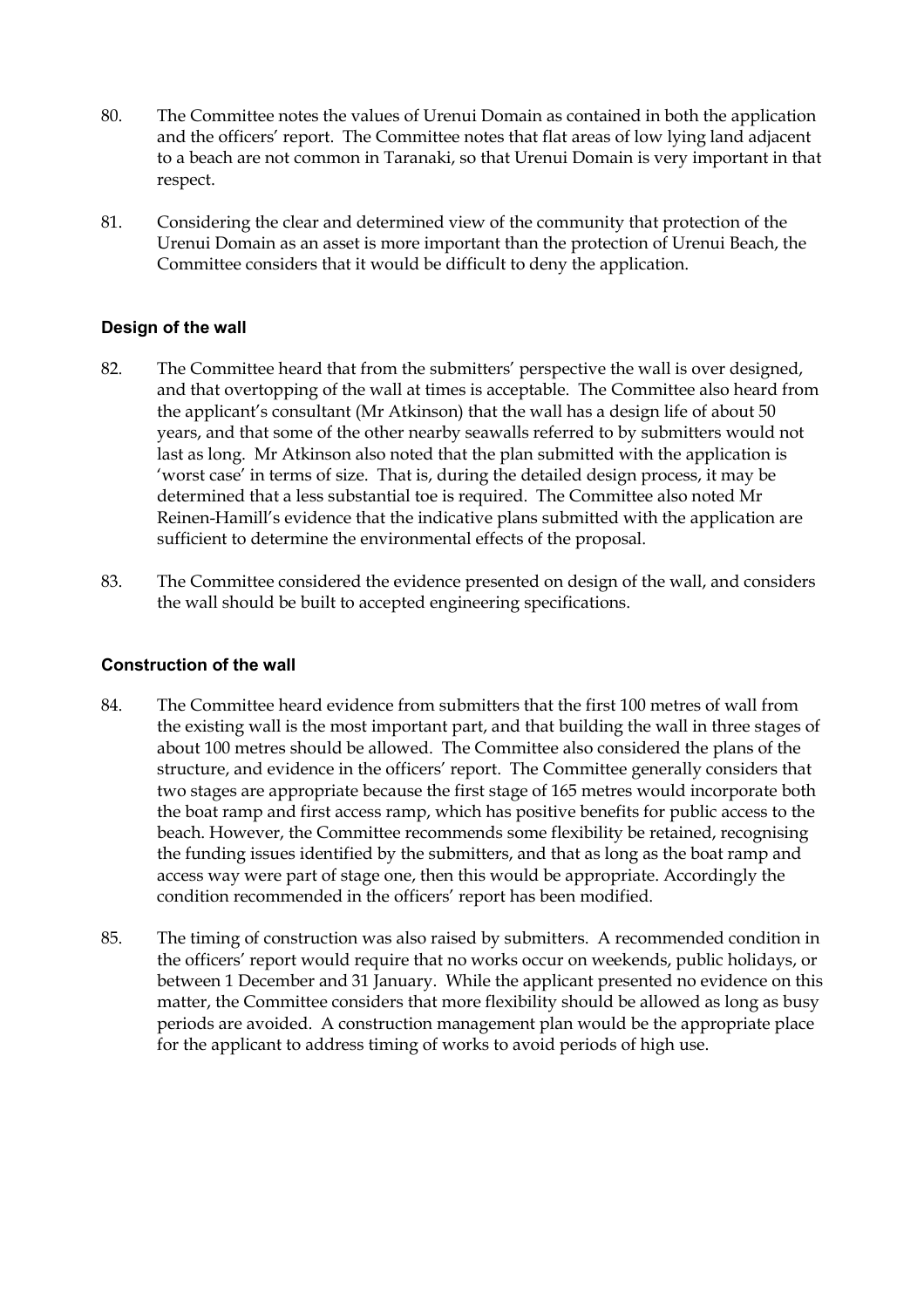80. The Committee notes the values of Urenui Domain as contained in both the application and the officers' report. The Committee notes that flat areas of low lying land adjacent to a beach are not common in Taranaki, so that Urenui Domain is very important in that respect.

81. Considering the clear and determined view of the community that protection of the Urenui Domain as an asset is more important than the protection of Urenui Beach, the Committee considers that it would be difficult to deny the application.

### Design of the wall

82. The Committee heard that from the submitters' perspective the wall is over designed, and that overtopping of the wall at times is acceptable. The Committee also heard from the applicant's consultant (Mr Atkinson) that the wall has a design life of about 50 years, and that some of the other nearby seawalls referred to by submitters would not last as long. Mr Atkinson also noted that the plan submitted with the application is 'worst case' in terms of size. That is, during the detailed design process, it may be determined that a less substantial toe is required. The Committee also noted Mr Reinen-Hamill's evidence that the indicative plans submitted with the application are sufficient to determine the environmental effects of the proposal.

83. The Committee considered the evidence presented on design of the wall, and considers the wall should be built to accepted engineering specifications.

### Construction of the wall

84. The Committee heard evidence from submitters that the first 100 metres of wall from the existing wall is the most important part, and that building the wall in three stages of about 100 metres should be allowed. The Committee also considered the plans of the structure, and evidence in the officers' report. The Committee generally considers that two stages are appropriate because the first stage of 165 metres would incorporate both the boat ramp and first access ramp, which has positive benefits for public access to the beach. However, the Committee recommends some flexibility be retained, recognising the funding issues identified by the submitters, and that as long as the boat ramp and access way were part of stage one, then this would be appropriate. Accordingly the condition recommended in the officers' report has been modified.

85. The timing of construction was also raised by submitters. A recommended condition in the officers' report would require that no works occur on weekends, public holidays, or between 1 December and 31 January. While the applicant presented no evidence on this matter, the Committee considers that more flexibility should be allowed as long as busy periods are avoided. A construction management plan would be the appropriate place for the applicant to address timing of works to avoid periods of high use.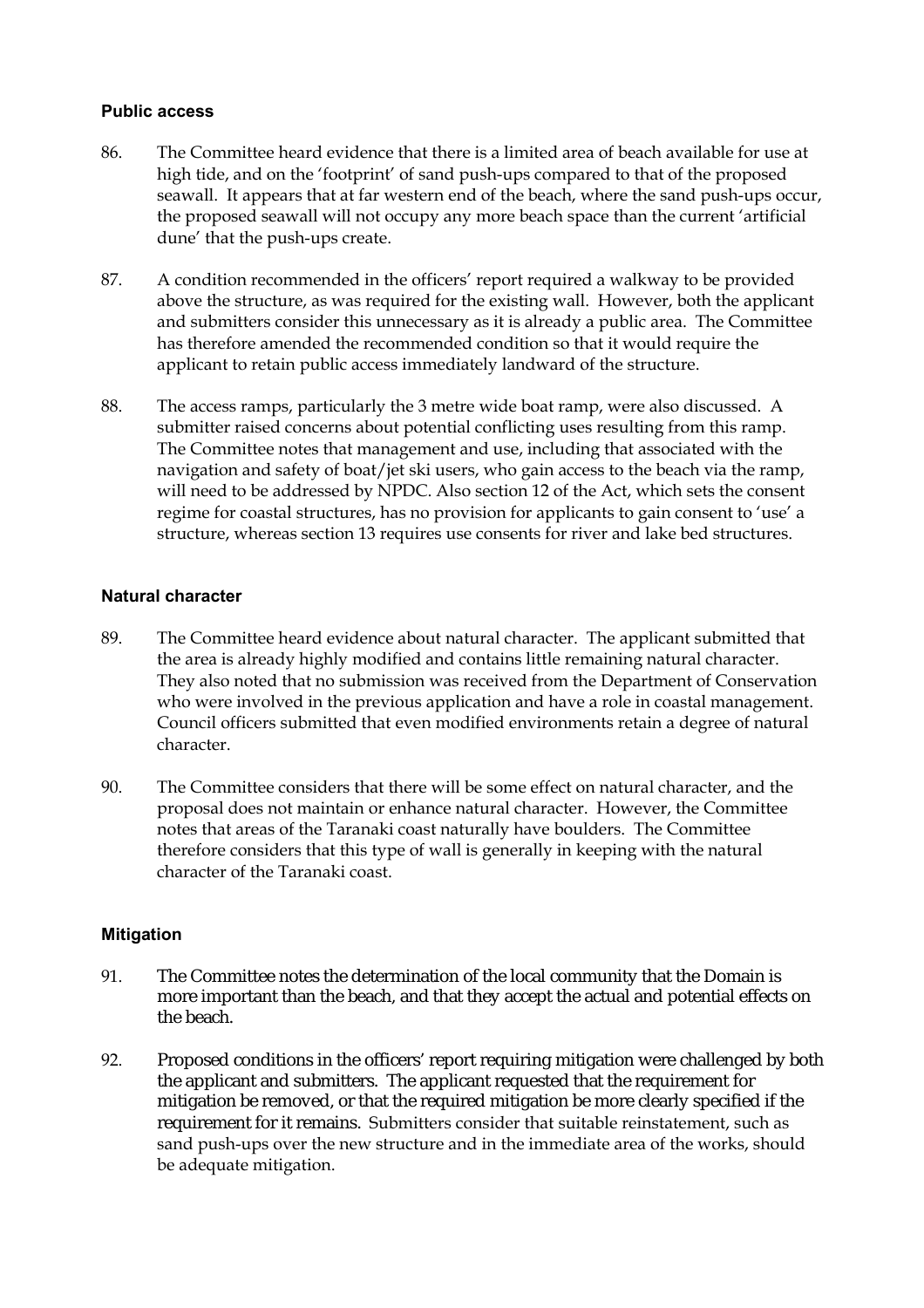### Public access

86. The Committee heard evidence that there is a limited area of beach available for use at high tide, and on the 'footprint' of sand push-ups compared to that of the proposed seawall. It appears that at far western end of the beach, where the sand push-ups occur, the proposed seawall will not occupy any more beach space than the current 'artificial dune' that the push-ups create.

87. A condition recommended in the officers' report required a walkway to be provided above the structure, as was required for the existing wall. However, both the applicant and submitters consider this unnecessary as it is already a public area. The Committee has therefore amended the recommended condition so that it would require the applicant to retain public access immediately landward of the structure.

88. The access ramps, particularly the 3 metre wide boat ramp, were also discussed. A submitter raised concerns about potential conflicting uses resulting from this ramp. The Committee notes that management and use, including that associated with the navigation and safety of boat/jet ski users, who gain access to the beach via the ramp, will need to be addressed by NPDC. Also section 12 of the Act, which sets the consent regime for coastal structures, has no provision for applicants to gain consent to 'use' a structure, whereas section 13 requires use consents for river and lake bed structures.

### Natural character

89. The Committee heard evidence about natural character. The applicant submitted that the area is already highly modified and contains little remaining natural character. They also noted that no submission was received from the Department of Conservation who were involved in the previous application and have a role in coastal management. Council officers submitted that even modified environments retain a degree of natural character.

90. The Committee considers that there will be some effect on natural character, and the proposal does not maintain or enhance natural character. However, the Committee notes that areas of the Taranaki coast naturally have boulders. The Committee therefore considers that this type of wall is generally in keeping with the natural character of the Taranaki coast.

### Mitigation

91. The Committee notes the determination of the local community that the Domain is more important than the beach, and that they accept the actual and potential effects on the beach.

92. Proposed conditions in the officers' report requiring mitigation were challenged by both the applicant and submitters. The applicant requested that the requirement for mitigation be removed, or that the required mitigation be more clearly specified if the requirement for it remains. Submitters consider that suitable reinstatement, such as sand push-ups over the new structure and in the immediate area of the works, should be adequate mitigation.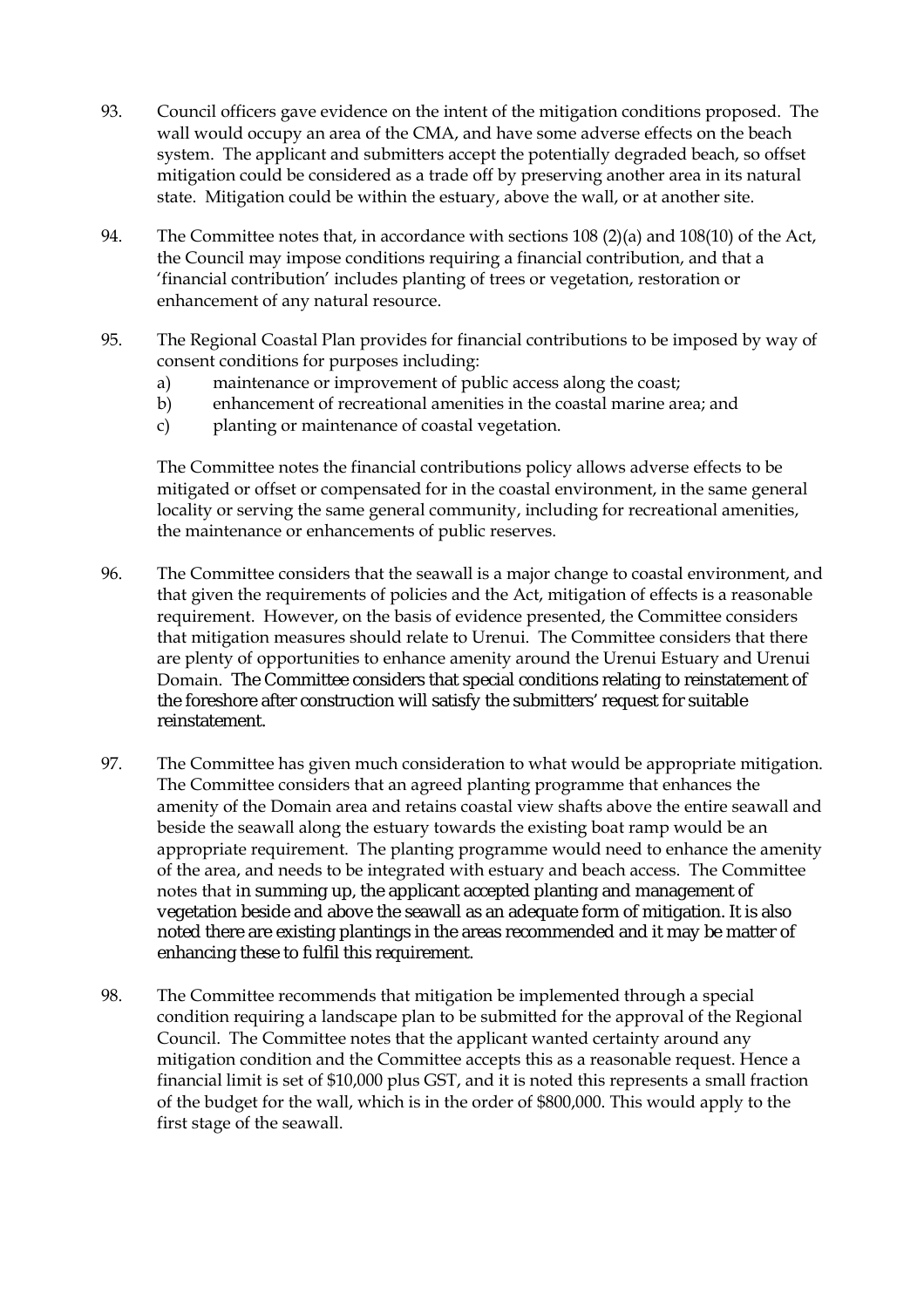93. Council officers gave evidence on the intent of the mitigation conditions proposed. The wall would occupy an area of the CMA, and have some adverse effects on the beach system. The applicant and submitters accept the potentially degraded beach, so offset mitigation could be considered as a trade off by preserving another area in its natural state. Mitigation could be within the estuary, above the wall, or at another site.

94. The Committee notes that, in accordance with sections 108 (2)(a) and 108(10) of the Act, the Council may impose conditions requiring a financial contribution, and that a 'financial contribution' includes planting of trees or vegetation, restoration or enhancement of any natural resource.

95. The Regional Coastal Plan provides for financial contributions to be imposed by way of consent conditions for purposes including:
    a) maintenance or improvement of public access along the coast;
    b) enhancement of recreational amenities in the coastal marine area; and
    c) planting or maintenance of coastal vegetation.

    The Committee notes the financial contributions policy allows adverse effects to be mitigated or offset or compensated for in the coastal environment, in the same general locality or serving the same general community, including for recreational amenities, the maintenance or enhancements of public reserves.

96. The Committee considers that the seawall is a major change to coastal environment, and that given the requirements of policies and the Act, mitigation of effects is a reasonable requirement. However, on the basis of evidence presented, the Committee considers that mitigation measures should relate to Urenui. The Committee considers that there are plenty of opportunities to enhance amenity around the Urenui Estuary and Urenui Domain. The Committee considers that special conditions relating to reinstatement of the foreshore after construction will satisfy the submitters' request for suitable reinstatement.

97. The Committee has given much consideration to what would be appropriate mitigation. The Committee considers that an agreed planting programme that enhances the amenity of the Domain area and retains coastal view shafts above the entire seawall and beside the seawall along the estuary towards the existing boat ramp would be an appropriate requirement. The planting programme would need to enhance the amenity of the area, and needs to be integrated with estuary and beach access. The Committee notes that in summing up, the applicant accepted planting and management of vegetation beside and above the seawall as an adequate form of mitigation. It is also noted there are existing plantings in the areas recommended and it may be matter of enhancing these to fulfil this requirement.

98. The Committee recommends that mitigation be implemented through a special condition requiring a landscape plan to be submitted for the approval of the Regional Council. The Committee notes that the applicant wanted certainty around any mitigation condition and the Committee accepts this as a reasonable request. Hence a financial limit is set of $10,000 plus GST, and it is noted this represents a small fraction of the budget for the wall, which is in the order of $800,000. This would apply to the first stage of the seawall.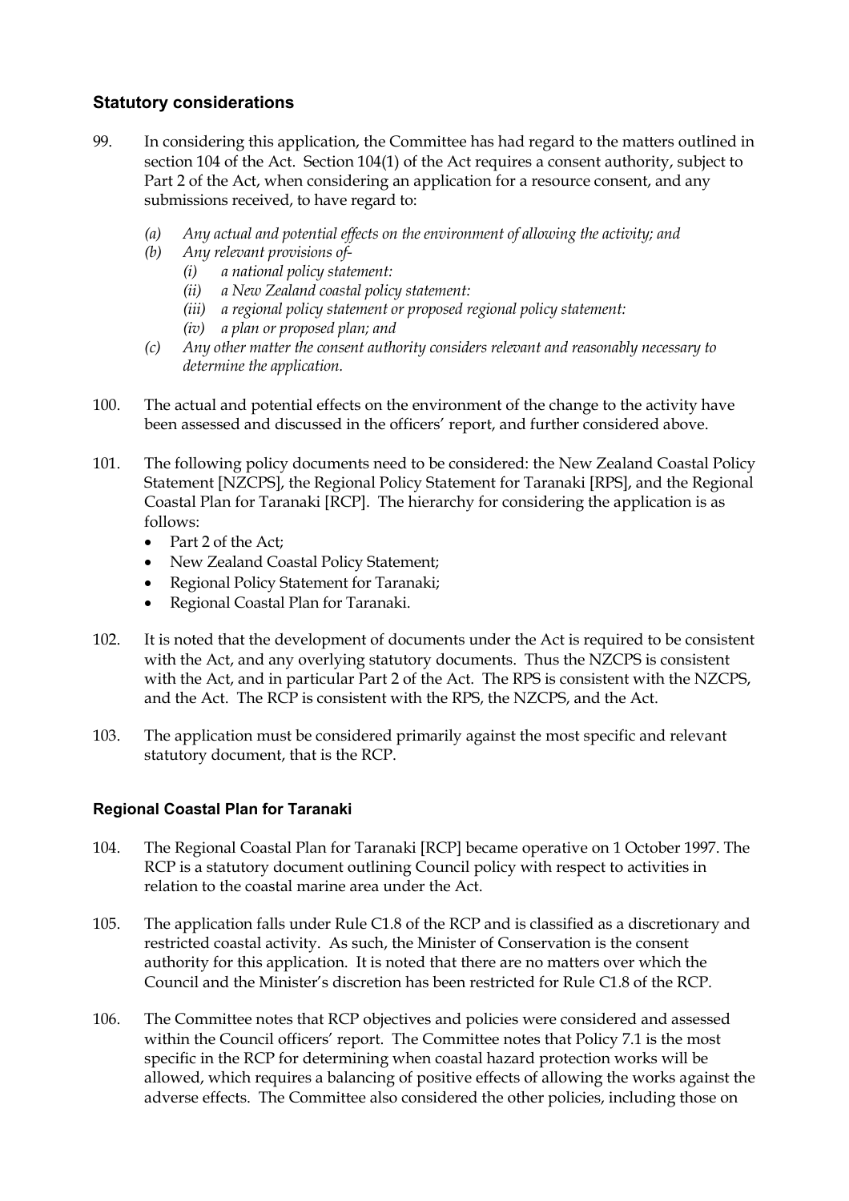## Statutory considerations

99. In considering this application, the Committee has had regard to the matters outlined in section 104 of the Act. Section 104(1) of the Act requires a consent authority, subject to Part 2 of the Act, when considering an application for a resource consent, and any submissions received, to have regard to:

    *(a) Any actual and potential effects on the environment of allowing the activity; and*
    *(b) Any relevant provisions of-*
    *(i) a national policy statement:*
    *(ii) a New Zealand coastal policy statement:*
    *(iii) a regional policy statement or proposed regional policy statement:*
    *(iv) a plan or proposed plan; and*
    *(c) Any other matter the consent authority considers relevant and reasonably necessary to determine the application.*

100. The actual and potential effects on the environment of the change to the activity have been assessed and discussed in the officers' report, and further considered above.

101. The following policy documents need to be considered: the New Zealand Coastal Policy Statement [NZCPS], the Regional Policy Statement for Taranaki [RPS], and the Regional Coastal Plan for Taranaki [RCP]. The hierarchy for considering the application is as follows:
    - Part 2 of the Act;
    - New Zealand Coastal Policy Statement;
    - Regional Policy Statement for Taranaki;
    - Regional Coastal Plan for Taranaki.

102. It is noted that the development of documents under the Act is required to be consistent with the Act, and any overlying statutory documents. Thus the NZCPS is consistent with the Act, and in particular Part 2 of the Act. The RPS is consistent with the NZCPS, and the Act. The RCP is consistent with the RPS, the NZCPS, and the Act.

103. The application must be considered primarily against the most specific and relevant statutory document, that is the RCP.

### Regional Coastal Plan for Taranaki

104. The Regional Coastal Plan for Taranaki [RCP] became operative on 1 October 1997. The RCP is a statutory document outlining Council policy with respect to activities in relation to the coastal marine area under the Act.

105. The application falls under Rule C1.8 of the RCP and is classified as a discretionary and restricted coastal activity. As such, the Minister of Conservation is the consent authority for this application. It is noted that there are no matters over which the Council and the Minister's discretion has been restricted for Rule C1.8 of the RCP.

106. The Committee notes that RCP objectives and policies were considered and assessed within the Council officers' report. The Committee notes that Policy 7.1 is the most specific in the RCP for determining when coastal hazard protection works will be allowed, which requires a balancing of positive effects of allowing the works against the adverse effects. The Committee also considered the other policies, including those on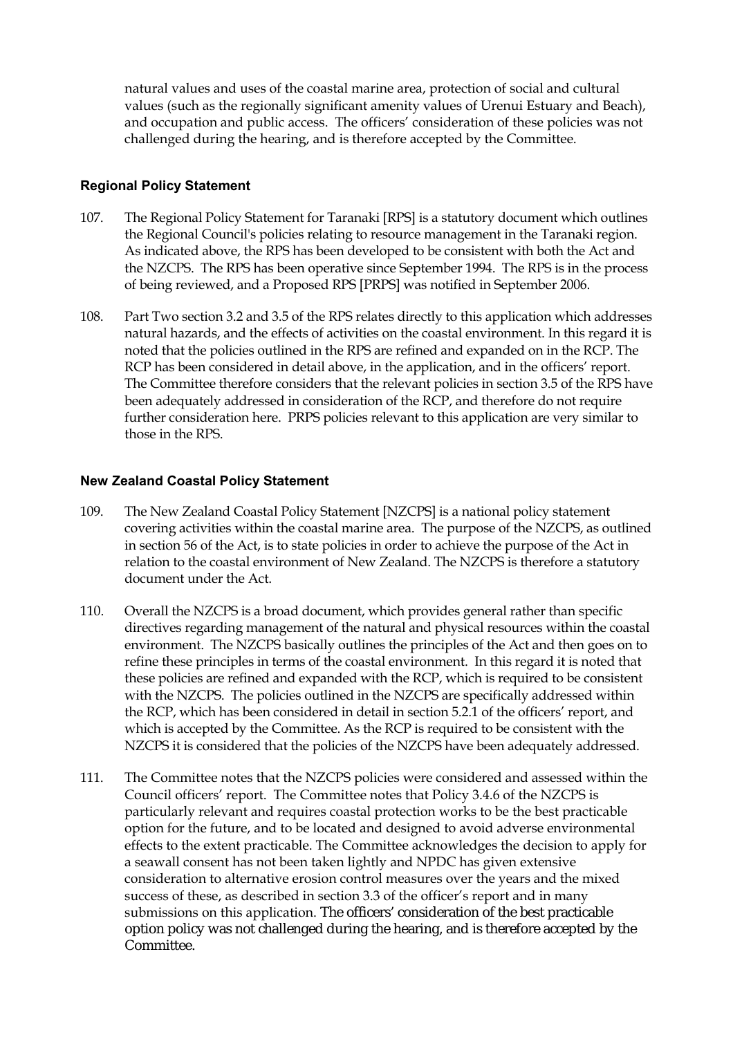natural values and uses of the coastal marine area, protection of social and cultural values (such as the regionally significant amenity values of Urenui Estuary and Beach), and occupation and public access. The officers' consideration of these policies was not challenged during the hearing, and is therefore accepted by the Committee.

### Regional Policy Statement

107. The Regional Policy Statement for Taranaki [RPS] is a statutory document which outlines the Regional Council's policies relating to resource management in the Taranaki region. As indicated above, the RPS has been developed to be consistent with both the Act and the NZCPS. The RPS has been operative since September 1994. The RPS is in the process of being reviewed, and a Proposed RPS [PRPS] was notified in September 2006.

108. Part Two section 3.2 and 3.5 of the RPS relates directly to this application which addresses natural hazards, and the effects of activities on the coastal environment. In this regard it is noted that the policies outlined in the RPS are refined and expanded on in the RCP. The RCP has been considered in detail above, in the application, and in the officers' report. The Committee therefore considers that the relevant policies in section 3.5 of the RPS have been adequately addressed in consideration of the RCP, and therefore do not require further consideration here. PRPS policies relevant to this application are very similar to those in the RPS.

### New Zealand Coastal Policy Statement

109. The New Zealand Coastal Policy Statement [NZCPS] is a national policy statement covering activities within the coastal marine area. The purpose of the NZCPS, as outlined in section 56 of the Act, is to state policies in order to achieve the purpose of the Act in relation to the coastal environment of New Zealand. The NZCPS is therefore a statutory document under the Act.

110. Overall the NZCPS is a broad document, which provides general rather than specific directives regarding management of the natural and physical resources within the coastal environment. The NZCPS basically outlines the principles of the Act and then goes on to refine these principles in terms of the coastal environment. In this regard it is noted that these policies are refined and expanded with the RCP, which is required to be consistent with the NZCPS. The policies outlined in the NZCPS are specifically addressed within the RCP, which has been considered in detail in section 5.2.1 of the officers' report, and which is accepted by the Committee. As the RCP is required to be consistent with the NZCPS it is considered that the policies of the NZCPS have been adequately addressed.

111. The Committee notes that the NZCPS policies were considered and assessed within the Council officers' report. The Committee notes that Policy 3.4.6 of the NZCPS is particularly relevant and requires coastal protection works to be the best practicable option for the future, and to be located and designed to avoid adverse environmental effects to the extent practicable. The Committee acknowledges the decision to apply for a seawall consent has not been taken lightly and NPDC has given extensive consideration to alternative erosion control measures over the years and the mixed success of these, as described in section 3.3 of the officer's report and in many submissions on this application. The officers' consideration of the best practicable option policy was not challenged during the hearing, and is therefore accepted by the Committee.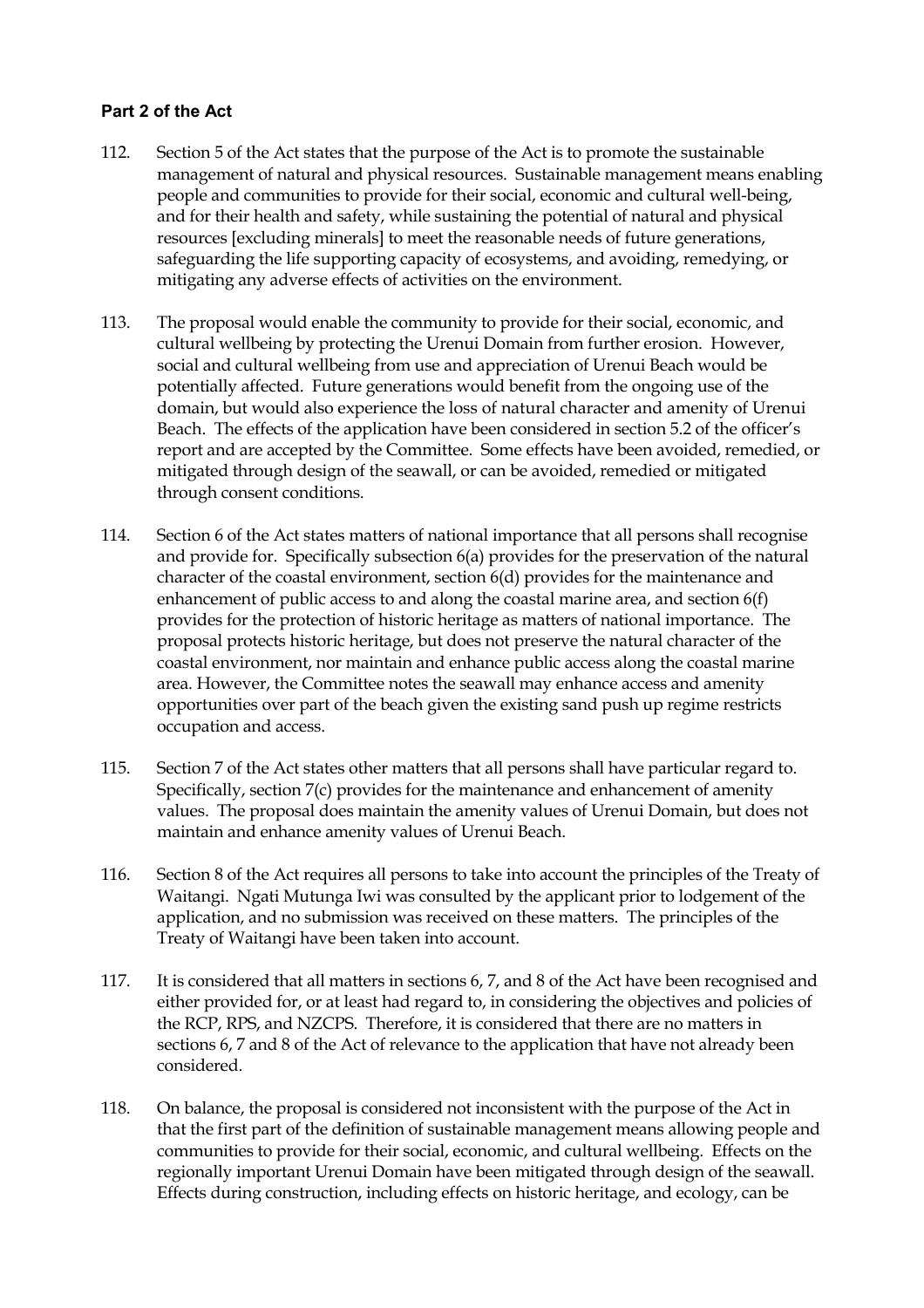**Part 2 of the Act**

112. Section 5 of the Act states that the purpose of the Act is to promote the sustainable management of natural and physical resources. Sustainable management means enabling people and communities to provide for their social, economic and cultural well-being, and for their health and safety, while sustaining the potential of natural and physical resources [excluding minerals] to meet the reasonable needs of future generations, safeguarding the life supporting capacity of ecosystems, and avoiding, remedying, or mitigating any adverse effects of activities on the environment.

113. The proposal would enable the community to provide for their social, economic, and cultural wellbeing by protecting the Urenui Domain from further erosion. However, social and cultural wellbeing from use and appreciation of Urenui Beach would be potentially affected. Future generations would benefit from the ongoing use of the domain, but would also experience the loss of natural character and amenity of Urenui Beach. The effects of the application have been considered in section 5.2 of the officer's report and are accepted by the Committee. Some effects have been avoided, remedied, or mitigated through design of the seawall, or can be avoided, remedied or mitigated through consent conditions.

114. Section 6 of the Act states matters of national importance that all persons shall recognise and provide for. Specifically subsection 6(a) provides for the preservation of the natural character of the coastal environment, section 6(d) provides for the maintenance and enhancement of public access to and along the coastal marine area, and section 6(f) provides for the protection of historic heritage as matters of national importance. The proposal protects historic heritage, but does not preserve the natural character of the coastal environment, nor maintain and enhance public access along the coastal marine area. However, the Committee notes the seawall may enhance access and amenity opportunities over part of the beach given the existing sand push up regime restricts occupation and access.

115. Section 7 of the Act states other matters that all persons shall have particular regard to. Specifically, section 7(c) provides for the maintenance and enhancement of amenity values. The proposal does maintain the amenity values of Urenui Domain, but does not maintain and enhance amenity values of Urenui Beach.

116. Section 8 of the Act requires all persons to take into account the principles of the Treaty of Waitangi. Ngati Mutunga Iwi was consulted by the applicant prior to lodgement of the application, and no submission was received on these matters. The principles of the Treaty of Waitangi have been taken into account.

117. It is considered that all matters in sections 6, 7, and 8 of the Act have been recognised and either provided for, or at least had regard to, in considering the objectives and policies of the RCP, RPS, and NZCPS. Therefore, it is considered that there are no matters in sections 6, 7 and 8 of the Act of relevance to the application that have not already been considered.

118. On balance, the proposal is considered not inconsistent with the purpose of the Act in that the first part of the definition of sustainable management means allowing people and communities to provide for their social, economic, and cultural wellbeing. Effects on the regionally important Urenui Domain have been mitigated through design of the seawall. Effects during construction, including effects on historic heritage, and ecology, can be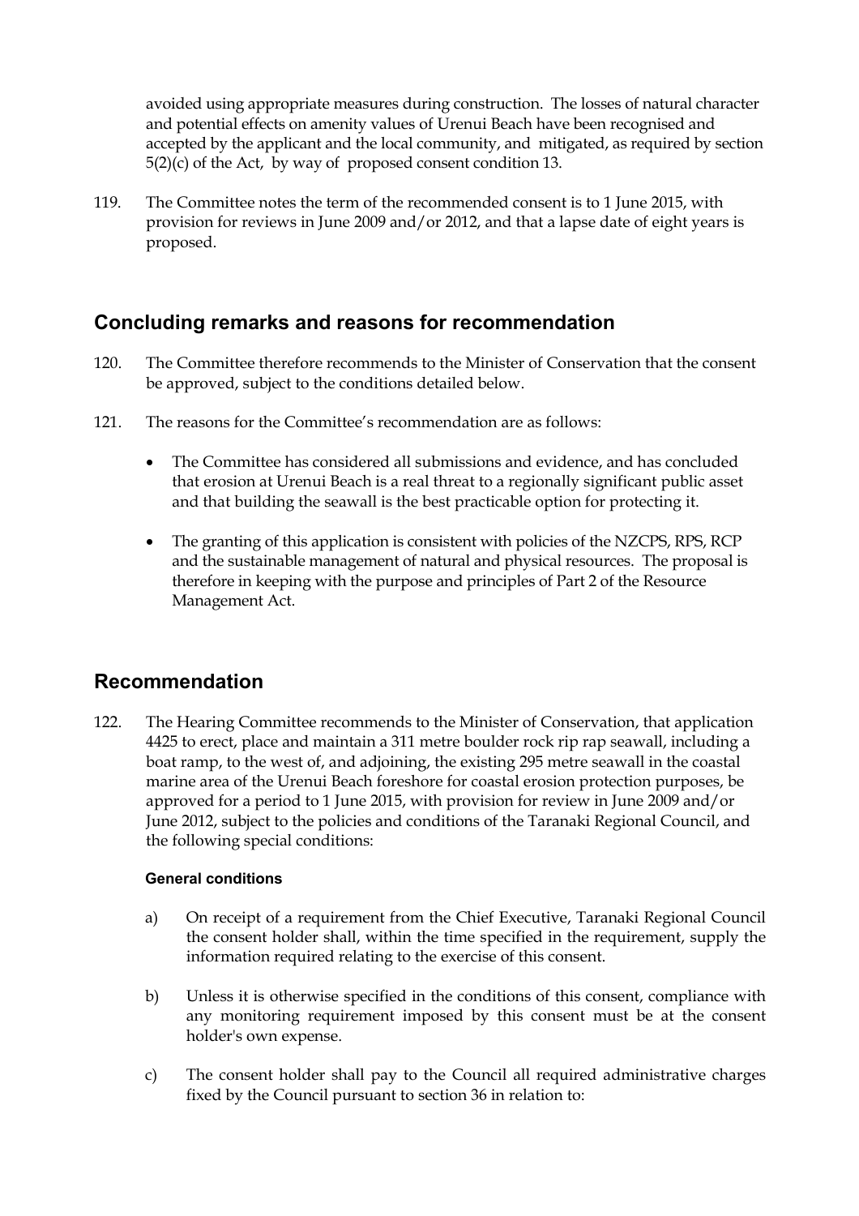avoided using appropriate measures during construction. The losses of natural character and potential effects on amenity values of Urenui Beach have been recognised and accepted by the applicant and the local community, and mitigated, as required by section 5(2)(c) of the Act, by way of proposed consent condition 13.

119. The Committee notes the term of the recommended consent is to 1 June 2015, with provision for reviews in June 2009 and/or 2012, and that a lapse date of eight years is proposed.

## Concluding remarks and reasons for recommendation

120. The Committee therefore recommends to the Minister of Conservation that the consent be approved, subject to the conditions detailed below.

121. The reasons for the Committee's recommendation are as follows:

- The Committee has considered all submissions and evidence, and has concluded that erosion at Urenui Beach is a real threat to a regionally significant public asset and that building the seawall is the best practicable option for protecting it.
- The granting of this application is consistent with policies of the NZCPS, RPS, RCP and the sustainable management of natural and physical resources. The proposal is therefore in keeping with the purpose and principles of Part 2 of the Resource Management Act.

## Recommendation

122. The Hearing Committee recommends to the Minister of Conservation, that application 4425 to erect, place and maintain a 311 metre boulder rock rip rap seawall, including a boat ramp, to the west of, and adjoining, the existing 295 metre seawall in the coastal marine area of the Urenui Beach foreshore for coastal erosion protection purposes, be approved for a period to 1 June 2015, with provision for review in June 2009 and/or June 2012, subject to the policies and conditions of the Taranaki Regional Council, and the following special conditions:

### General conditions

a) On receipt of a requirement from the Chief Executive, Taranaki Regional Council the consent holder shall, within the time specified in the requirement, supply the information required relating to the exercise of this consent.

b) Unless it is otherwise specified in the conditions of this consent, compliance with any monitoring requirement imposed by this consent must be at the consent holder's own expense.

c) The consent holder shall pay to the Council all required administrative charges fixed by the Council pursuant to section 36 in relation to: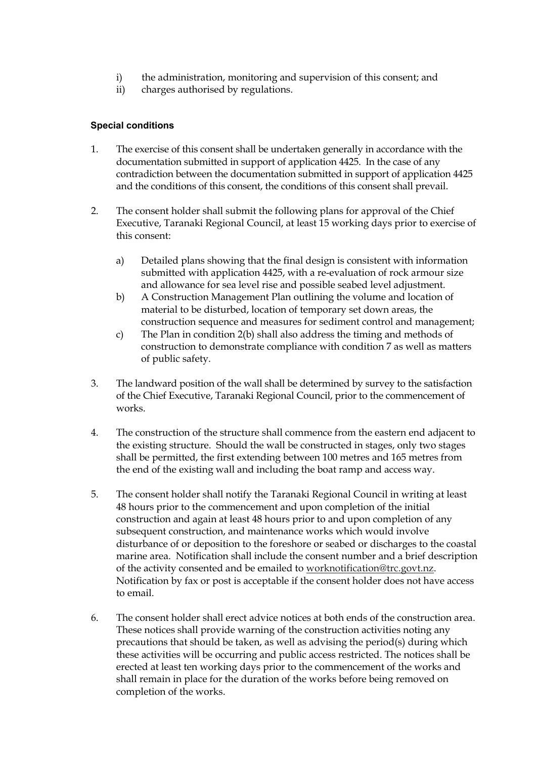i) the administration, monitoring and supervision of this consent; and
ii) charges authorised by regulations.

**Special conditions**

1. The exercise of this consent shall be undertaken generally in accordance with the documentation submitted in support of application 4425. In the case of any contradiction between the documentation submitted in support of application 4425 and the conditions of this consent, the conditions of this consent shall prevail.

2. The consent holder shall submit the following plans for approval of the Chief Executive, Taranaki Regional Council, at least 15 working days prior to exercise of this consent:

   a) Detailed plans showing that the final design is consistent with information submitted with application 4425, with a re-evaluation of rock armour size and allowance for sea level rise and possible seabed level adjustment.
   b) A Construction Management Plan outlining the volume and location of material to be disturbed, location of temporary set down areas, the construction sequence and measures for sediment control and management;
   c) The Plan in condition 2(b) shall also address the timing and methods of construction to demonstrate compliance with condition 7 as well as matters of public safety.

3. The landward position of the wall shall be determined by survey to the satisfaction of the Chief Executive, Taranaki Regional Council, prior to the commencement of works.

4. The construction of the structure shall commence from the eastern end adjacent to the existing structure. Should the wall be constructed in stages, only two stages shall be permitted, the first extending between 100 metres and 165 metres from the end of the existing wall and including the boat ramp and access way.

5. The consent holder shall notify the Taranaki Regional Council in writing at least 48 hours prior to the commencement and upon completion of the initial construction and again at least 48 hours prior to and upon completion of any subsequent construction, and maintenance works which would involve disturbance of or deposition to the foreshore or seabed or discharges to the coastal marine area. Notification shall include the consent number and a brief description of the activity consented and be emailed to worknotification@trc.govt.nz. Notification by fax or post is acceptable if the consent holder does not have access to email.

6. The consent holder shall erect advice notices at both ends of the construction area. These notices shall provide warning of the construction activities noting any precautions that should be taken, as well as advising the period(s) during which these activities will be occurring and public access restricted. The notices shall be erected at least ten working days prior to the commencement of the works and shall remain in place for the duration of the works before being removed on completion of the works.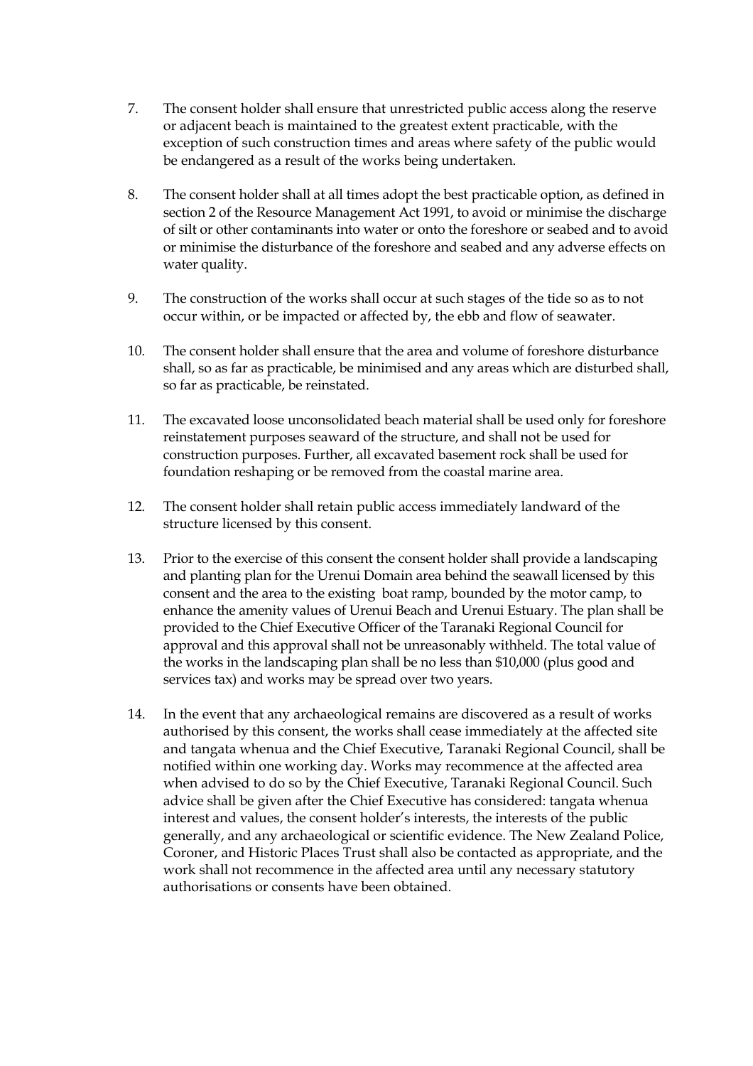7. The consent holder shall ensure that unrestricted public access along the reserve or adjacent beach is maintained to the greatest extent practicable, with the exception of such construction times and areas where safety of the public would be endangered as a result of the works being undertaken.

8. The consent holder shall at all times adopt the best practicable option, as defined in section 2 of the Resource Management Act 1991, to avoid or minimise the discharge of silt or other contaminants into water or onto the foreshore or seabed and to avoid or minimise the disturbance of the foreshore and seabed and any adverse effects on water quality.

9. The construction of the works shall occur at such stages of the tide so as to not occur within, or be impacted or affected by, the ebb and flow of seawater.

10. The consent holder shall ensure that the area and volume of foreshore disturbance shall, so as far as practicable, be minimised and any areas which are disturbed shall, so far as practicable, be reinstated.

11. The excavated loose unconsolidated beach material shall be used only for foreshore reinstatement purposes seaward of the structure, and shall not be used for construction purposes. Further, all excavated basement rock shall be used for foundation reshaping or be removed from the coastal marine area.

12. The consent holder shall retain public access immediately landward of the structure licensed by this consent.

13. Prior to the exercise of this consent the consent holder shall provide a landscaping and planting plan for the Urenui Domain area behind the seawall licensed by this consent and the area to the existing boat ramp, bounded by the motor camp, to enhance the amenity values of Urenui Beach and Urenui Estuary. The plan shall be provided to the Chief Executive Officer of the Taranaki Regional Council for approval and this approval shall not be unreasonably withheld. The total value of the works in the landscaping plan shall be no less than $10,000 (plus good and services tax) and works may be spread over two years.

14. In the event that any archaeological remains are discovered as a result of works authorised by this consent, the works shall cease immediately at the affected site and tangata whenua and the Chief Executive, Taranaki Regional Council, shall be notified within one working day. Works may recommence at the affected area when advised to do so by the Chief Executive, Taranaki Regional Council. Such advice shall be given after the Chief Executive has considered: tangata whenua interest and values, the consent holder's interests, the interests of the public generally, and any archaeological or scientific evidence. The New Zealand Police, Coroner, and Historic Places Trust shall also be contacted as appropriate, and the work shall not recommence in the affected area until any necessary statutory authorisations or consents have been obtained.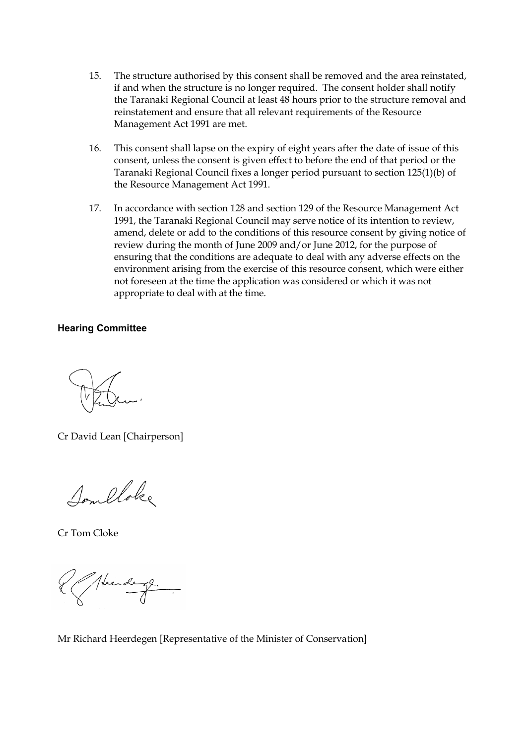15. The structure authorised by this consent shall be removed and the area reinstated, if and when the structure is no longer required. The consent holder shall notify the Taranaki Regional Council at least 48 hours prior to the structure removal and reinstatement and ensure that all relevant requirements of the Resource Management Act 1991 are met.

16. This consent shall lapse on the expiry of eight years after the date of issue of this consent, unless the consent is given effect to before the end of that period or the Taranaki Regional Council fixes a longer period pursuant to section 125(1)(b) of the Resource Management Act 1991.

17. In accordance with section 128 and section 129 of the Resource Management Act 1991, the Taranaki Regional Council may serve notice of its intention to review, amend, delete or add to the conditions of this resource consent by giving notice of review during the month of June 2009 and/or June 2012, for the purpose of ensuring that the conditions are adequate to deal with any adverse effects on the environment arising from the exercise of this resource consent, which were either not foreseen at the time the application was considered or which it was not appropriate to deal with at the time.

**Hearing Committee**

Cr David Lean [Chairperson]

Cr Tom Cloke

Mr Richard Heerdegen [Representative of the Minister of Conservation]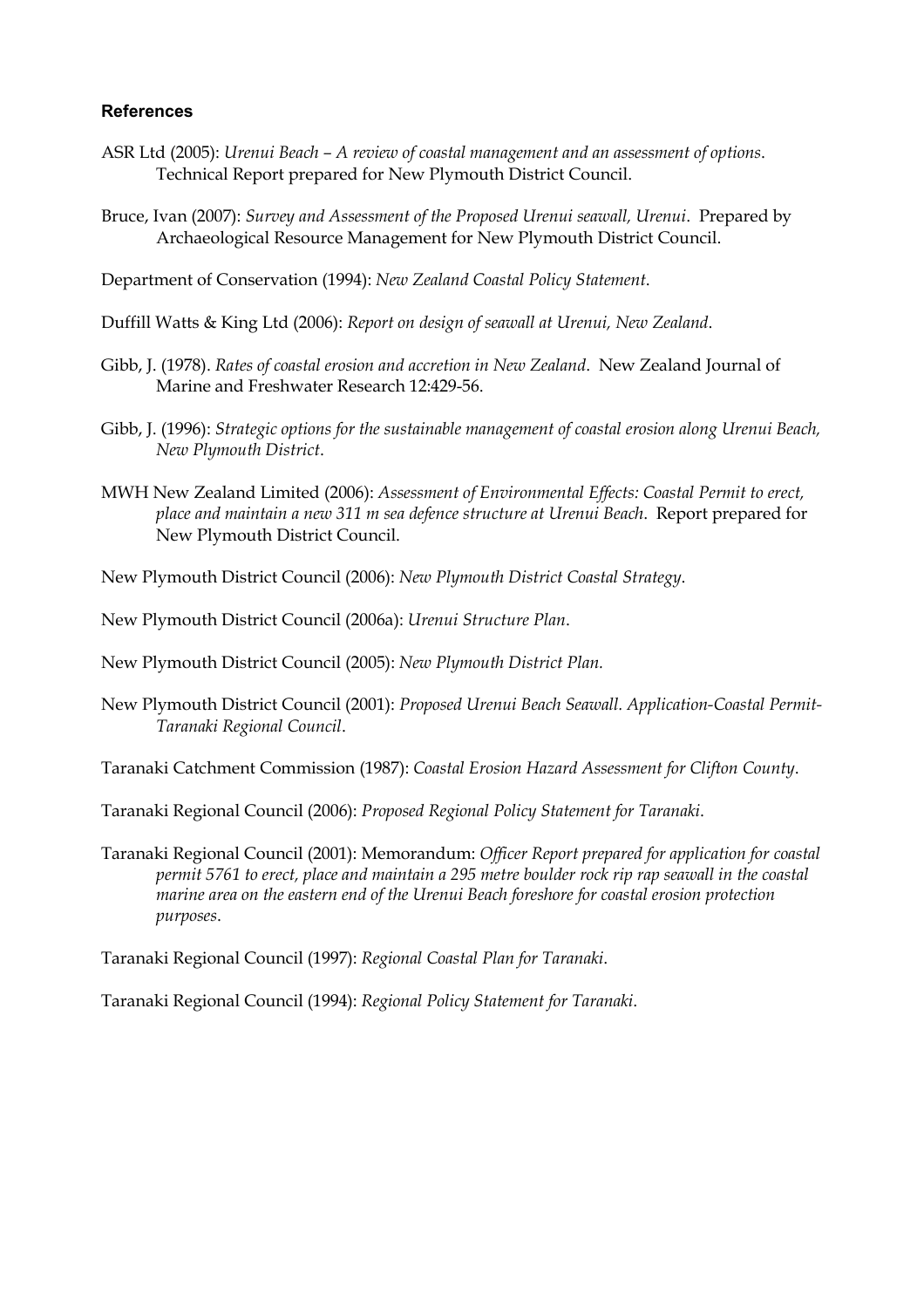## References

ASR Ltd (2005): *Urenui Beach – A review of coastal management and an assessment of options*. Technical Report prepared for New Plymouth District Council.

Bruce, Ivan (2007): *Survey and Assessment of the Proposed Urenui seawall, Urenui*. Prepared by Archaeological Resource Management for New Plymouth District Council.

Department of Conservation (1994): *New Zealand Coastal Policy Statement*.

Duffill Watts & King Ltd (2006): *Report on design of seawall at Urenui, New Zealand*.

Gibb, J. (1978). *Rates of coastal erosion and accretion in New Zealand*. New Zealand Journal of Marine and Freshwater Research 12:429-56.

Gibb, J. (1996): *Strategic options for the sustainable management of coastal erosion along Urenui Beach, New Plymouth District*.

MWH New Zealand Limited (2006): *Assessment of Environmental Effects: Coastal Permit to erect, place and maintain a new 311 m sea defence structure at Urenui Beach*. Report prepared for New Plymouth District Council.

New Plymouth District Council (2006): *New Plymouth District Coastal Strategy*.

New Plymouth District Council (2006a): *Urenui Structure Plan*.

New Plymouth District Council (2005): *New Plymouth District Plan.*

New Plymouth District Council (2001): *Proposed Urenui Beach Seawall. Application-Coastal Permit-Taranaki Regional Council*.

Taranaki Catchment Commission (1987): *Coastal Erosion Hazard Assessment for Clifton County*.

Taranaki Regional Council (2006): *Proposed Regional Policy Statement for Taranaki*.

Taranaki Regional Council (2001): Memorandum: *Officer Report prepared for application for coastal permit 5761 to erect, place and maintain a 295 metre boulder rock rip rap seawall in the coastal marine area on the eastern end of the Urenui Beach foreshore for coastal erosion protection purposes*.

Taranaki Regional Council (1997): *Regional Coastal Plan for Taranaki*.

Taranaki Regional Council (1994): *Regional Policy Statement for Taranaki*.